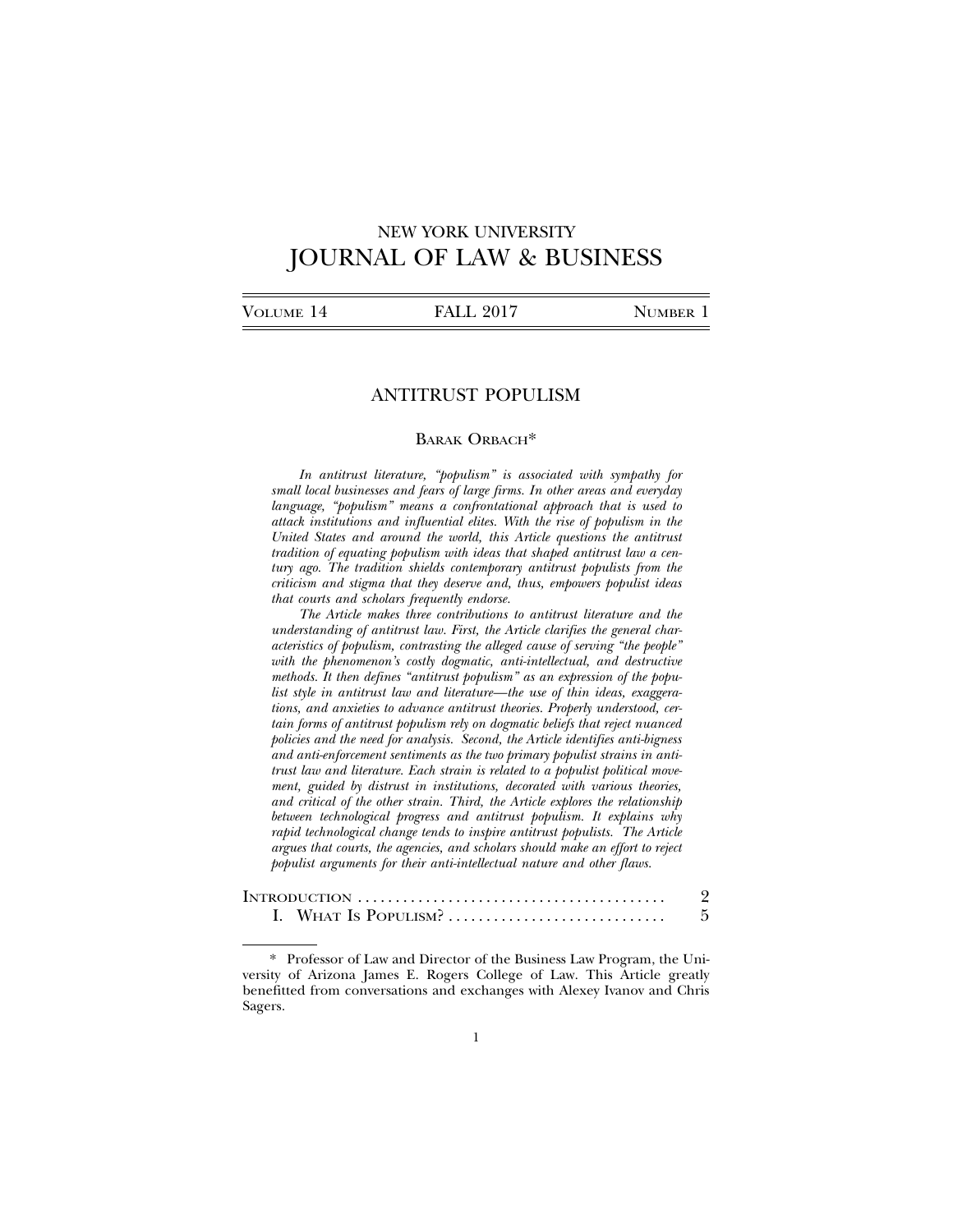NEW YORK UNIVERSITY

# JOURNAL OF LAW & BUSINESS

VOLUME 14 | FALL 2017 | NUMBER 1

## ANTITRUST POPULISM

BARAK ORBACH*

*In antitrust literature, "populism" is associated with sympathy for small local businesses and fears of large firms. In other areas and everyday language, "populism" means a confrontational approach that is used to attack institutions and influential elites. With the rise of populism in the United States and around the world, this Article questions the antitrust tradition of equating populism with ideas that shaped antitrust law a century ago. The tradition shields contemporary antitrust populists from the criticism and stigma that they deserve and, thus, empowers populist ideas that courts and scholars frequently endorse.*

*The Article makes three contributions to antitrust literature and the understanding of antitrust law. First, the Article clarifies the general characteristics of populism, contrasting the alleged cause of serving "the people" with the phenomenon's costly dogmatic, anti-intellectual, and destructive methods. It then defines "antitrust populism" as an expression of the populist style in antitrust law and literature—the use of thin ideas, exaggerations, and anxieties to advance antitrust theories. Properly understood, certain forms of antitrust populism rely on dogmatic beliefs that reject nuanced policies and the need for analysis. Second, the Article identifies anti-bigness and anti-enforcement sentiments as the two primary populist strains in antitrust law and literature. Each strain is related to a populist political movement, guided by distrust in institutions, decorated with various theories, and critical of the other strain. Third, the Article explores the relationship between technological progress and antitrust populism. It explains why rapid technological change tends to inspire antitrust populists. The Article argues that courts, the agencies, and scholars should make an effort to reject populist arguments for their anti-intellectual nature and other flaws.*

INTRODUCTION .......................................... 2
I. WHAT IS POPULISM? .............................. 5

---

\* Professor of Law and Director of the Business Law Program, the University of Arizona James E. Rogers College of Law. This Article greatly benefitted from conversations and exchanges with Alexey Ivanov and Chris Sagers.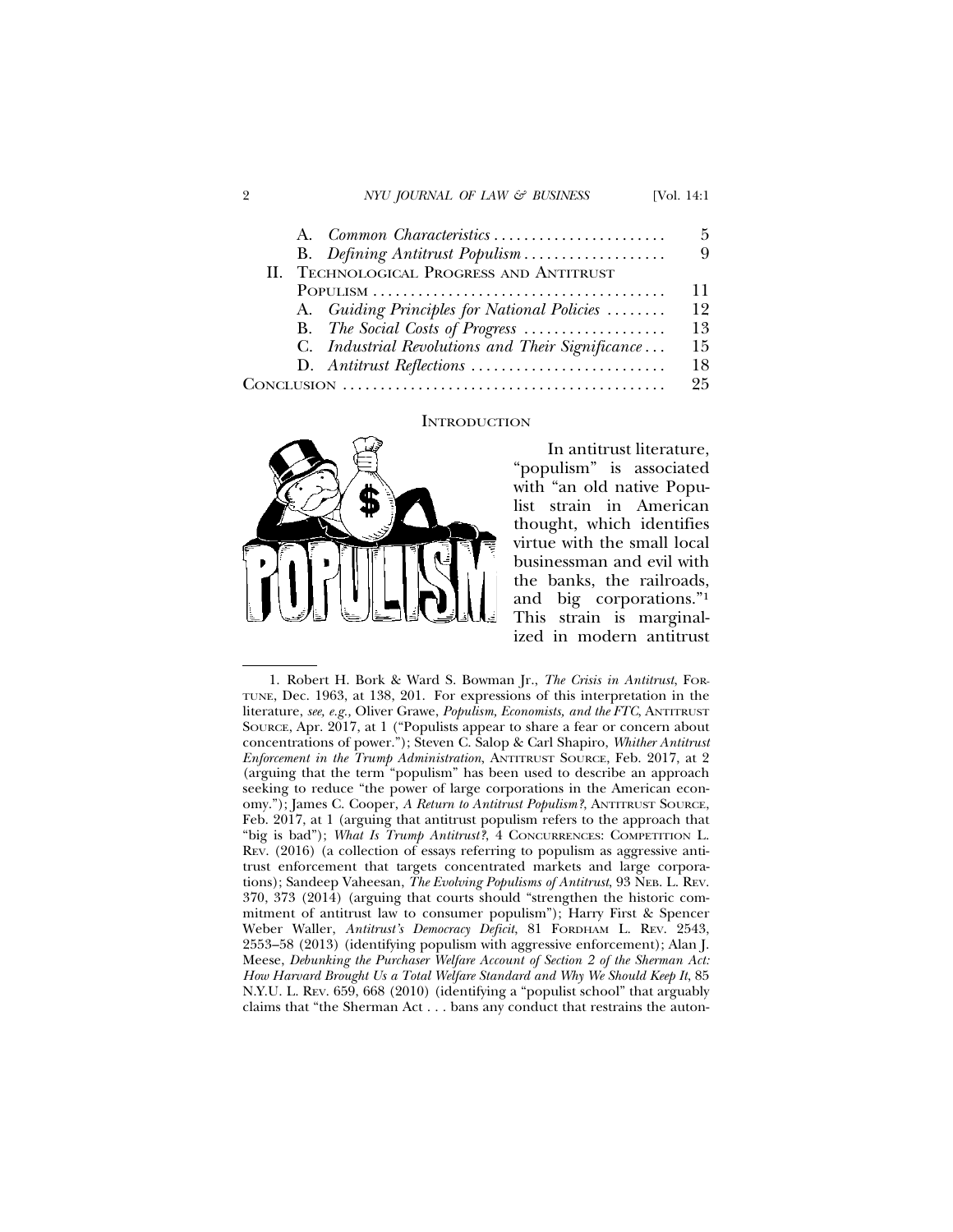| | |
|---|---|
| A. *Common Characteristics* | 5 |
| B. *Defining Antitrust Populism* | 9 |
| II. Technological Progress and Antitrust Populism | 11 |
| A. *Guiding Principles for National Policies* | 12 |
| B. *The Social Costs of Progress* | 13 |
| C. *Industrial Revolutions and Their Significance* | 15 |
| D. *Antitrust Reflections* | 18 |
| Conclusion | 25 |

## Introduction

In antitrust literature, "populism" is associated with "an old native Populist strain in American thought, which identifies virtue with the small local businessman and evil with the banks, the railroads, and big corporations."[1] This strain is marginalized in modern antitrust

---

1. Robert H. Bork & Ward S. Bowman Jr., *The Crisis in Antitrust*, Fortune, Dec. 1963, at 138, 201. For expressions of this interpretation in the literature, *see, e.g.*, Oliver Grawe, *Populism, Economists, and the FTC*, Antitrust Source, Apr. 2017, at 1 ("Populists appear to share a fear or concern about concentrations of power."); Steven C. Salop & Carl Shapiro, *Whither Antitrust Enforcement in the Trump Administration*, Antitrust Source, Feb. 2017, at 2 (arguing that the term "populism" has been used to describe an approach seeking to reduce "the power of large corporations in the American economy."); James C. Cooper, *A Return to Antitrust Populism?*, Antitrust Source, Feb. 2017, at 1 (arguing that antitrust populism refers to the approach that "big is bad"); *What Is Trump Antitrust?*, 4 Concurrences: Competition L. Rev. (2016) (a collection of essays referring to populism as aggressive antitrust enforcement that targets concentrated markets and large corporations); Sandeep Vaheesan, *The Evolving Populisms of Antitrust*, 93 Neb. L. Rev. 370, 373 (2014) (arguing that courts should "strengthen the historic commitment of antitrust law to consumer populism"); Harry First & Spencer Weber Waller, *Antitrust's Democracy Deficit*, 81 Fordham L. Rev. 2543, 2553–58 (2013) (identifying populism with aggressive enforcement); Alan J. Meese, *Debunking the Purchaser Welfare Account of Section 2 of the Sherman Act: How Harvard Brought Us a Total Welfare Standard and Why We Should Keep It*, 85 N.Y.U. L. Rev. 659, 668 (2010) (identifying a "populist school" that arguably claims that "the Sherman Act . . . bans any conduct that restrains the auton-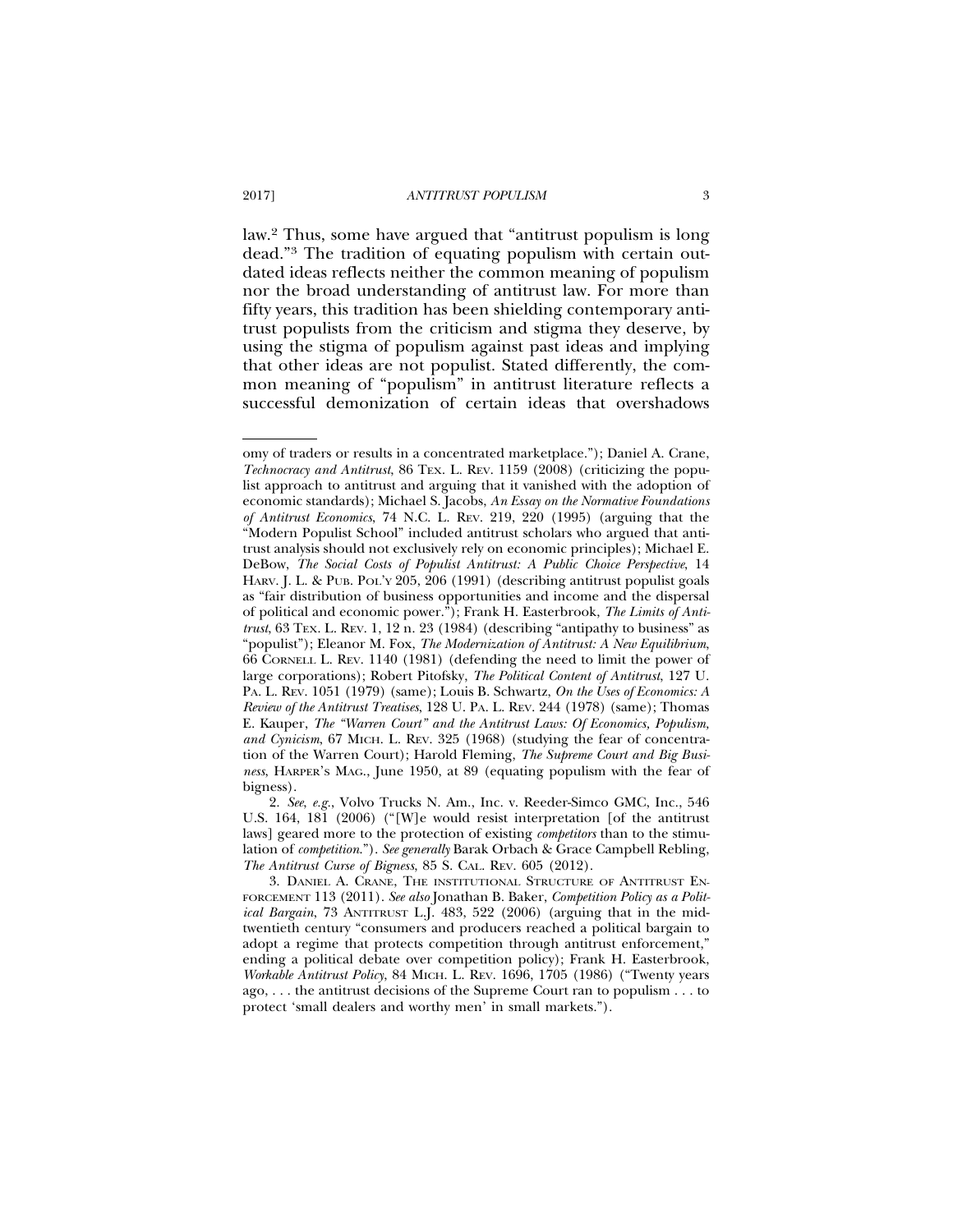law.[2] Thus, some have argued that "antitrust populism is long dead."[3] The tradition of equating populism with certain outdated ideas reflects neither the common meaning of populism nor the broad understanding of antitrust law. For more than fifty years, this tradition has been shielding contemporary antitrust populists from the criticism and stigma they deserve, by using the stigma of populism against past ideas and implying that other ideas are not populist. Stated differently, the common meaning of "populism" in antitrust literature reflects a successful demonization of certain ideas that overshadows

---

omy of traders or results in a concentrated marketplace."); Daniel A. Crane, *Technocracy and Antitrust*, 86 TEX. L. REV. 1159 (2008) (criticizing the populist approach to antitrust and arguing that it vanished with the adoption of economic standards); Michael S. Jacobs, *An Essay on the Normative Foundations of Antitrust Economics*, 74 N.C. L. REV. 219, 220 (1995) (arguing that the "Modern Populist School" included antitrust scholars who argued that antitrust analysis should not exclusively rely on economic principles); Michael E. DeBow, *The Social Costs of Populist Antitrust: A Public Choice Perspective*, 14 HARV. J. L. & PUB. POL'Y 205, 206 (1991) (describing antitrust populist goals as "fair distribution of business opportunities and income and the dispersal of political and economic power."); Frank H. Easterbrook, *The Limits of Antitrust*, 63 TEX. L. REV. 1, 12 n. 23 (1984) (describing "antipathy to business" as "populist"); Eleanor M. Fox, *The Modernization of Antitrust: A New Equilibrium*, 66 CORNELL L. REV. 1140 (1981) (defending the need to limit the power of large corporations); Robert Pitofsky, *The Political Content of Antitrust*, 127 U. PA. L. REV. 1051 (1979) (same); Louis B. Schwartz, *On the Uses of Economics: A Review of the Antitrust Treatises*, 128 U. PA. L. REV. 244 (1978) (same); Thomas E. Kauper, *The "Warren Court" and the Antitrust Laws: Of Economics, Populism, and Cynicism*, 67 MICH. L. REV. 325 (1968) (studying the fear of concentration of the Warren Court); Harold Fleming, *The Supreme Court and Big Business*, HARPER'S MAG., June 1950, at 89 (equating populism with the fear of bigness).

2. *See, e.g.*, Volvo Trucks N. Am., Inc. v. Reeder-Simco GMC, Inc., 546 U.S. 164, 181 (2006) ("[W]e would resist interpretation [of the antitrust laws] geared more to the protection of existing *competitors* than to the stimulation of *competition*."). *See generally* Barak Orbach & Grace Campbell Rebling, *The Antitrust Curse of Bigness*, 85 S. CAL. REV. 605 (2012).

3. DANIEL A. CRANE, THE INSTITUTIONAL STRUCTURE OF ANTITRUST ENFORCEMENT 113 (2011). *See also* Jonathan B. Baker, *Competition Policy as a Political Bargain*, 73 ANTITRUST L.J. 483, 522 (2006) (arguing that in the mid-twentieth century "consumers and producers reached a political bargain to adopt a regime that protects competition through antitrust enforcement," ending a political debate over competition policy); Frank H. Easterbrook, *Workable Antitrust Policy*, 84 MICH. L. REV. 1696, 1705 (1986) ("Twenty years ago, . . . the antitrust decisions of the Supreme Court ran to populism . . . to protect 'small dealers and worthy men' in small markets.").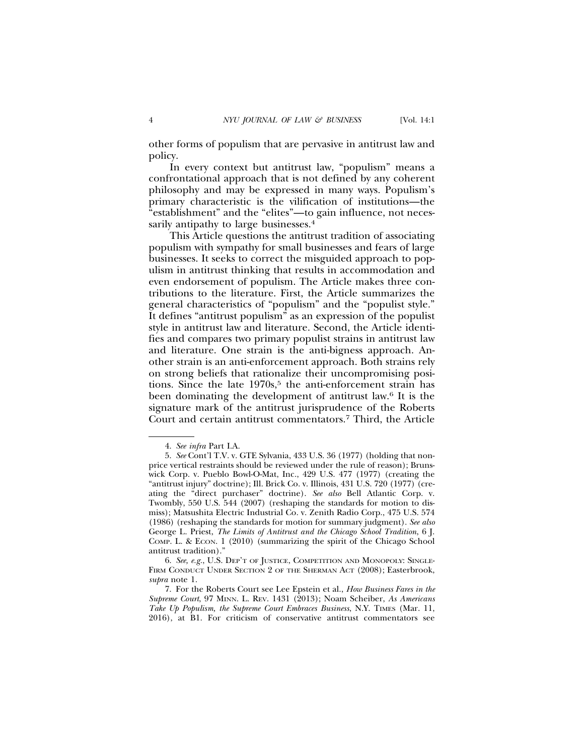other forms of populism that are pervasive in antitrust law and policy.

In every context but antitrust law, "populism" means a confrontational approach that is not defined by any coherent philosophy and may be expressed in many ways. Populism's primary characteristic is the vilification of institutions—the "establishment" and the "elites"—to gain influence, not necessarily antipathy to large businesses.[4]

This Article questions the antitrust tradition of associating populism with sympathy for small businesses and fears of large businesses. It seeks to correct the misguided approach to populism in antitrust thinking that results in accommodation and even endorsement of populism. The Article makes three contributions to the literature. First, the Article summarizes the general characteristics of "populism" and the "populist style." It defines "antitrust populism" as an expression of the populist style in antitrust law and literature. Second, the Article identifies and compares two primary populist strains in antitrust law and literature. One strain is the anti-bigness approach. Another strain is an anti-enforcement approach. Both strains rely on strong beliefs that rationalize their uncompromising positions. Since the late 1970s,[5] the anti-enforcement strain has been dominating the development of antitrust law.[6] It is the signature mark of the antitrust jurisprudence of the Roberts Court and certain antitrust commentators.[7] Third, the Article

---

4. *See infra* Part I.A.

5. *See* Cont'l T.V. v. GTE Sylvania, 433 U.S. 36 (1977) (holding that non-price vertical restraints should be reviewed under the rule of reason); Brunswick Corp. v. Pueblo Bowl-O-Mat, Inc., 429 U.S. 477 (1977) (creating the "antitrust injury" doctrine); Ill. Brick Co. v. Illinois, 431 U.S. 720 (1977) (creating the "direct purchaser" doctrine). *See also* Bell Atlantic Corp. v. Twombly, 550 U.S. 544 (2007) (reshaping the standards for motion to dismiss); Matsushita Electric Industrial Co. v. Zenith Radio Corp., 475 U.S. 574 (1986) (reshaping the standards for motion for summary judgment). *See also* George L. Priest, *The Limits of Antitrust and the Chicago School Tradition*, 6 J. COMP. L. & ECON. 1 (2010) (summarizing the spirit of the Chicago School antitrust tradition)."

6. *See, e.g.*, U.S. DEP'T OF JUSTICE, COMPETITION AND MONOPOLY: SINGLE-FIRM CONDUCT UNDER SECTION 2 OF THE SHERMAN ACT (2008); Easterbrook, *supra* note 1.

7. For the Roberts Court see Lee Epstein et al., *How Business Fares in the Supreme Court*, 97 MINN. L. REV. 1431 (2013); Noam Scheiber, *As Americans Take Up Populism, the Supreme Court Embraces Business*, N.Y. TIMES (Mar. 11, 2016), at B1. For criticism of conservative antitrust commentators see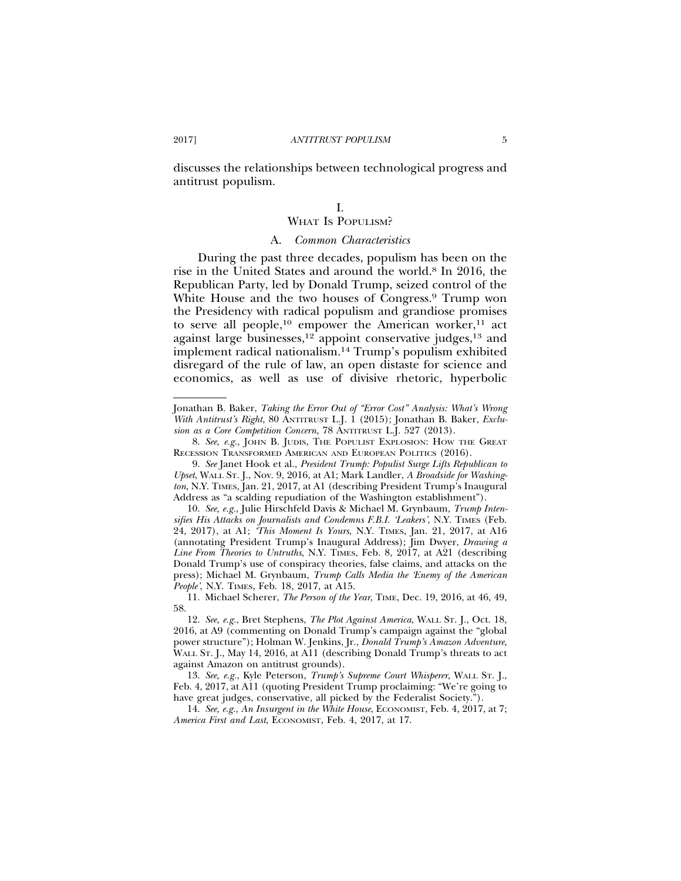discusses the relationships between technological progress and antitrust populism.

# I. WHAT IS POPULISM?

## A. *Common Characteristics*

During the past three decades, populism has been on the rise in the United States and around the world.[8] In 2016, the Republican Party, led by Donald Trump, seized control of the White House and the two houses of Congress.[9] Trump won the Presidency with radical populism and grandiose promises to serve all people,[10] empower the American worker,[11] act against large businesses,[12] appoint conservative judges,[13] and implement radical nationalism.[14] Trump's populism exhibited disregard of the rule of law, an open distaste for science and economics, as well as use of divisive rhetoric, hyperbolic

---

Jonathan B. Baker, *Taking the Error Out of "Error Cost" Analysis: What's Wrong With Antitrust's Right*, 80 ANTITRUST L.J. 1 (2015); Jonathan B. Baker, *Exclusion as a Core Competition Concern*, 78 ANTITRUST L.J. 527 (2013).

8. *See, e.g.*, JOHN B. JUDIS, THE POPULIST EXPLOSION: HOW THE GREAT RECESSION TRANSFORMED AMERICAN AND EUROPEAN POLITICS (2016).

9. *See* Janet Hook et al., *President Trump: Populist Surge Lifts Republican to Upset*, WALL ST. J., Nov. 9, 2016, at A1; Mark Landler, *A Broadside for Washington*, N.Y. TIMES, Jan. 21, 2017, at A1 (describing President Trump's Inaugural Address as "a scalding repudiation of the Washington establishment").

10. *See, e.g.*, Julie Hirschfeld Davis & Michael M. Grynbaum, *Trump Intensifies His Attacks on Journalists and Condemns F.B.I. 'Leakers'*, N.Y. TIMES (Feb. 24, 2017), at A1; *'This Moment Is Yours*, N.Y. TIMES, Jan. 21, 2017, at A16 (annotating President Trump's Inaugural Address); Jim Dwyer, *Drawing a Line From Theories to Untruths*, N.Y. TIMES, Feb. 8, 2017, at A21 (describing Donald Trump's use of conspiracy theories, false claims, and attacks on the press); Michael M. Grynbaum, *Trump Calls Media the 'Enemy of the American People'*, N.Y. TIMES, Feb. 18, 2017, at A15.

11. Michael Scherer, *The Person of the Year*, TIME, Dec. 19, 2016, at 46, 49, 58.

12. *See, e.g.*, Bret Stephens, *The Plot Against America*, WALL ST. J., Oct. 18, 2016, at A9 (commenting on Donald Trump's campaign against the "global power structure"); Holman W. Jenkins, Jr., *Donald Trump's Amazon Adventure*, WALL ST. J., May 14, 2016, at A11 (describing Donald Trump's threats to act against Amazon on antitrust grounds).

13. *See, e.g.*, Kyle Peterson, *Trump's Supreme Court Whisperer*, WALL ST. J., Feb. 4, 2017, at A11 (quoting President Trump proclaiming: "We're going to have great judges, conservative, all picked by the Federalist Society.").

14. *See, e.g.*, *An Insurgent in the White House*, ECONOMIST, Feb. 4, 2017, at 7; *America First and Last*, ECONOMIST, Feb. 4, 2017, at 17.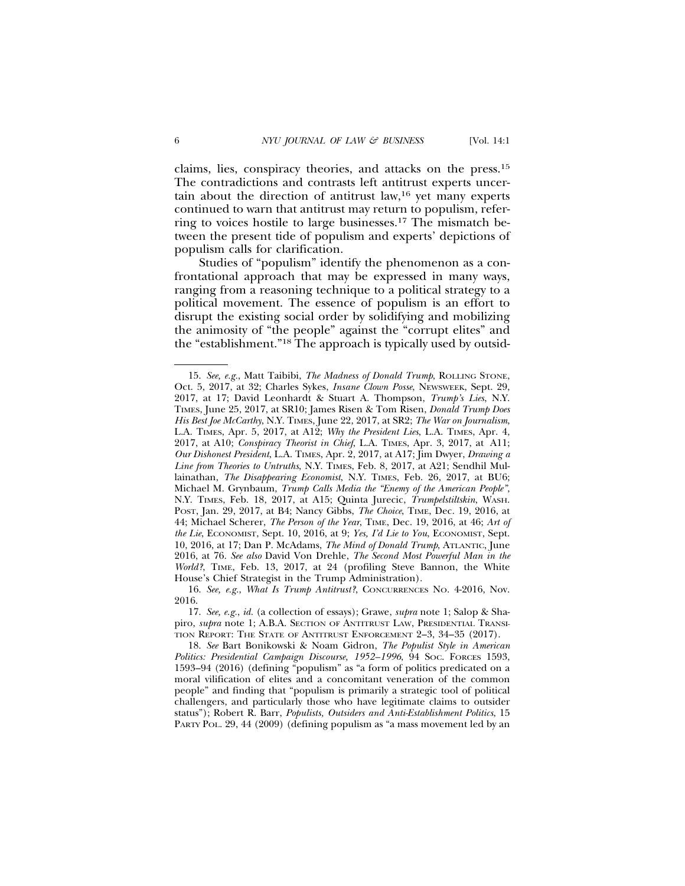claims, lies, conspiracy theories, and attacks on the press.[15] The contradictions and contrasts left antitrust experts uncertain about the direction of antitrust law,[16] yet many experts continued to warn that antitrust may return to populism, referring to voices hostile to large businesses.[17] The mismatch between the present tide of populism and experts' depictions of populism calls for clarification.

Studies of "populism" identify the phenomenon as a confrontational approach that may be expressed in many ways, ranging from a reasoning technique to a political strategy to a political movement. The essence of populism is an effort to disrupt the existing social order by solidifying and mobilizing the animosity of "the people" against the "corrupt elites" and the "establishment."[18] The approach is typically used by outsid-

---

15. *See, e.g.*, Matt Taibibi, *The Madness of Donald Trump*, ROLLING STONE, Oct. 5, 2017, at 32; Charles Sykes, *Insane Clown Posse*, NEWSWEEK, Sept. 29, 2017, at 17; David Leonhardt & Stuart A. Thompson, *Trump's Lies*, N.Y. TIMES, June 25, 2017, at SR10; James Risen & Tom Risen, *Donald Trump Does His Best Joe McCarthy*, N.Y. TIMES, June 22, 2017, at SR2; *The War on Journalism*, L.A. TIMES, Apr. 5, 2017, at A12; *Why the President Lies*, L.A. TIMES, Apr. 4, 2017, at A10; *Conspiracy Theorist in Chief*, L.A. TIMES, Apr. 3, 2017, at A11; *Our Dishonest President*, L.A. TIMES, Apr. 2, 2017, at A17; Jim Dwyer, *Drawing a Line from Theories to Untruths*, N.Y. TIMES, Feb. 8, 2017, at A21; Sendhil Mullainathan, *The Disappearing Economist*, N.Y. TIMES, Feb. 26, 2017, at BU6; Michael M. Grynbaum, *Trump Calls Media the "Enemy of the American People"*, N.Y. TIMES, Feb. 18, 2017, at A15; Quinta Jurecic, *Trumpelstiltskin*, WASH. POST, Jan. 29, 2017, at B4; Nancy Gibbs, *The Choice*, TIME, Dec. 19, 2016, at 44; Michael Scherer, *The Person of the Year*, TIME, Dec. 19, 2016, at 46; *Art of the Lie*, ECONOMIST, Sept. 10, 2016, at 9; *Yes, I'd Lie to You*, ECONOMIST, Sept. 10, 2016, at 17; Dan P. McAdams, *The Mind of Donald Trump*, ATLANTIC, June 2016, at 76. *See also* David Von Drehle, *The Second Most Powerful Man in the World?*, TIME, Feb. 13, 2017, at 24 (profiling Steve Bannon, the White House's Chief Strategist in the Trump Administration).

16. *See, e.g., What Is Trump Antitrust?*, CONCURRENCES NO. 4-2016, Nov. 2016.

17. *See, e.g.*, *id.* (a collection of essays); Grawe, *supra* note 1; Salop & Shapiro, *supra* note 1; A.B.A. SECTION OF ANTITRUST LAW, PRESIDENTIAL TRANSITION REPORT: THE STATE OF ANTITRUST ENFORCEMENT 2–3, 34–35 (2017).

18. *See* Bart Bonikowski & Noam Gidron, *The Populist Style in American Politics: Presidential Campaign Discourse, 1952–1996*, 94 SOC. FORCES 1593, 1593–94 (2016) (defining "populism" as "a form of politics predicated on a moral vilification of elites and a concomitant veneration of the common people" and finding that "populism is primarily a strategic tool of political challengers, and particularly those who have legitimate claims to outsider status"); Robert R. Barr, *Populists, Outsiders and Anti-Establishment Politics*, 15 PARTY POL. 29, 44 (2009) (defining populism as "a mass movement led by an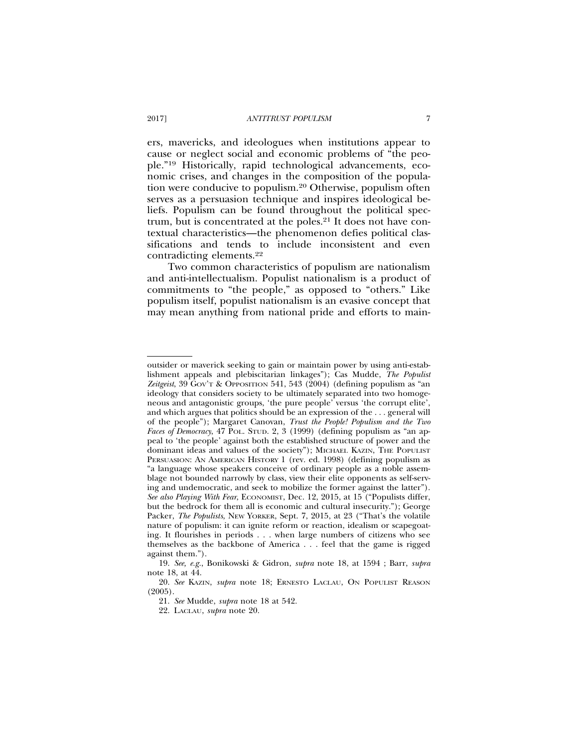ers, mavericks, and ideologues when institutions appear to cause or neglect social and economic problems of "the people."[19] Historically, rapid technological advancements, economic crises, and changes in the composition of the population were conducive to populism.[20] Otherwise, populism often serves as a persuasion technique and inspires ideological beliefs. Populism can be found throughout the political spectrum, but is concentrated at the poles.[21] It does not have contextual characteristics—the phenomenon defies political classifications and tends to include inconsistent and even contradicting elements.[22]

Two common characteristics of populism are nationalism and anti-intellectualism. Populist nationalism is a product of commitments to "the people," as opposed to "others." Like populism itself, populist nationalism is an evasive concept that may mean anything from national pride and efforts to main-

---

outsider or maverick seeking to gain or maintain power by using anti-establishment appeals and plebiscitarian linkages"); Cas Mudde, *The Populist Zeitgeist*, 39 GOV'T & OPPOSITION 541, 543 (2004) (defining populism as "an ideology that considers society to be ultimately separated into two homogeneous and antagonistic groups, 'the pure people' versus 'the corrupt elite', and which argues that politics should be an expression of the . . . general will of the people"); Margaret Canovan, *Trust the People! Populism and the Two Faces of Democracy*, 47 POL. STUD. 2, 3 (1999) (defining populism as "an appeal to 'the people' against both the established structure of power and the dominant ideas and values of the society"); MICHAEL KAZIN, THE POPULIST PERSUASION: AN AMERICAN HISTORY 1 (rev. ed. 1998) (defining populism as "a language whose speakers conceive of ordinary people as a noble assemblage not bounded narrowly by class, view their elite opponents as self-serving and undemocratic, and seek to mobilize the former against the latter"). *See also Playing With Fear*, ECONOMIST, Dec. 12, 2015, at 15 ("Populists differ, but the bedrock for them all is economic and cultural insecurity."); George Packer, *The Populists*, NEW YORKER, Sept. 7, 2015, at 23 ("That's the volatile nature of populism: it can ignite reform or reaction, idealism or scapegoating. It flourishes in periods . . . when large numbers of citizens who see themselves as the backbone of America . . . feel that the game is rigged against them.").

19. *See, e.g.*, Bonikowski & Gidron, *supra* note 18, at 1594 ; Barr, *supra* note 18, at 44.

20. *See* KAZIN, *supra* note 18; ERNESTO LACLAU, ON POPULIST REASON (2005).

21. *See* Mudde, *supra* note 18 at 542.

22. LACLAU, *supra* note 20.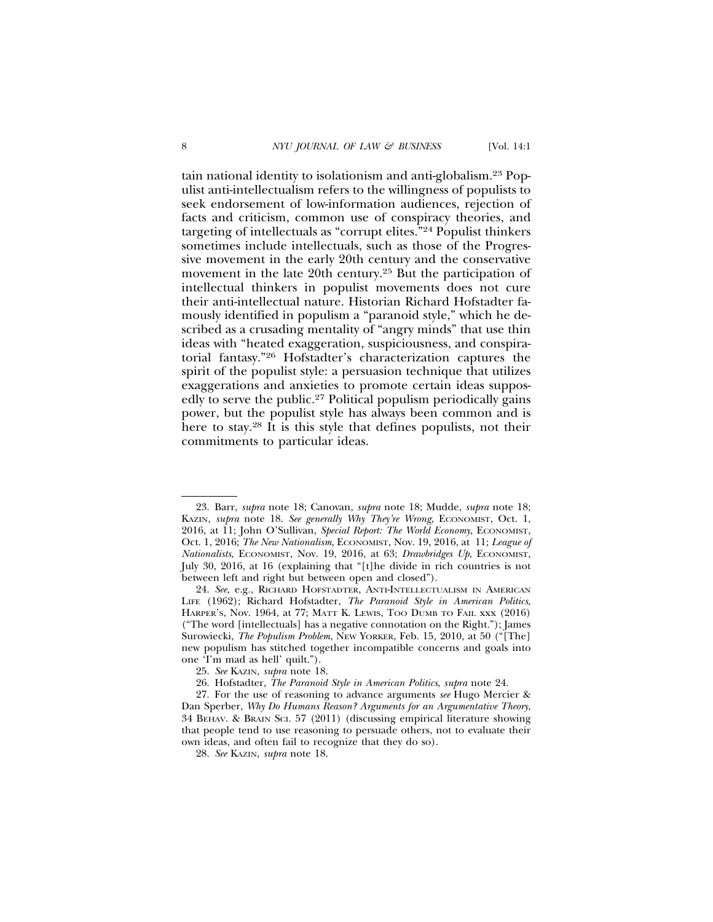tain national identity to isolationism and anti-globalism.[23] Populist anti-intellectualism refers to the willingness of populists to seek endorsement of low-information audiences, rejection of facts and criticism, common use of conspiracy theories, and targeting of intellectuals as "corrupt elites."[24] Populist thinkers sometimes include intellectuals, such as those of the Progressive movement in the early 20th century and the conservative movement in the late 20th century.[25] But the participation of intellectual thinkers in populist movements does not cure their anti-intellectual nature. Historian Richard Hofstadter famously identified in populism a "paranoid style," which he described as a crusading mentality of "angry minds" that use thin ideas with "heated exaggeration, suspiciousness, and conspiratorial fantasy."[26] Hofstadter's characterization captures the spirit of the populist style: a persuasion technique that utilizes exaggerations and anxieties to promote certain ideas supposedly to serve the public.[27] Political populism periodically gains power, but the populist style has always been common and is here to stay.[28] It is this style that defines populists, not their commitments to particular ideas.

---

23. Barr, *supra* note 18; Canovan, *supra* note 18; Mudde, *supra* note 18; KAZIN, *supra* note 18. *See generally Why They're Wrong*, ECONOMIST, Oct. 1, 2016, at 11; John O'Sullivan, *Special Report: The World Economy*, ECONOMIST, Oct. 1, 2016; *The New Nationalism*, ECONOMIST, Nov. 19, 2016, at 11; *League of Nationalists*, ECONOMIST, Nov. 19, 2016, at 63; *Drawbridges Up*, ECONOMIST, July 30, 2016, at 16 (explaining that "[t]he divide in rich countries is not between left and right but between open and closed").

24. *See,* e.g., RICHARD HOFSTADTER, ANTI-INTELLECTUALISM IN AMERICAN LIFE (1962); Richard Hofstadter, *The Paranoid Style in American Politics*, HARPER'S, Nov. 1964, at 77; MATT K. LEWIS, TOO DUMB TO FAIL xxx (2016) ("The word [intellectuals] has a negative connotation on the Right."); James Surowiecki, *The Populism Problem*, NEW YORKER, Feb. 15, 2010, at 50 ("[The] new populism has stitched together incompatible concerns and goals into one 'I'm mad as hell' quilt.").

25. *See* KAZIN, *supra* note 18.

26. Hofstadter, *The Paranoid Style in American Politics*, *supra* note 24.

27. For the use of reasoning to advance arguments *see* Hugo Mercier & Dan Sperber, *Why Do Humans Reason? Arguments for an Argumentative Theory*, 34 BEHAV. & BRAIN SCI. 57 (2011) (discussing empirical literature showing that people tend to use reasoning to persuade others, not to evaluate their own ideas, and often fail to recognize that they do so).

28. *See* KAZIN, *supra* note 18.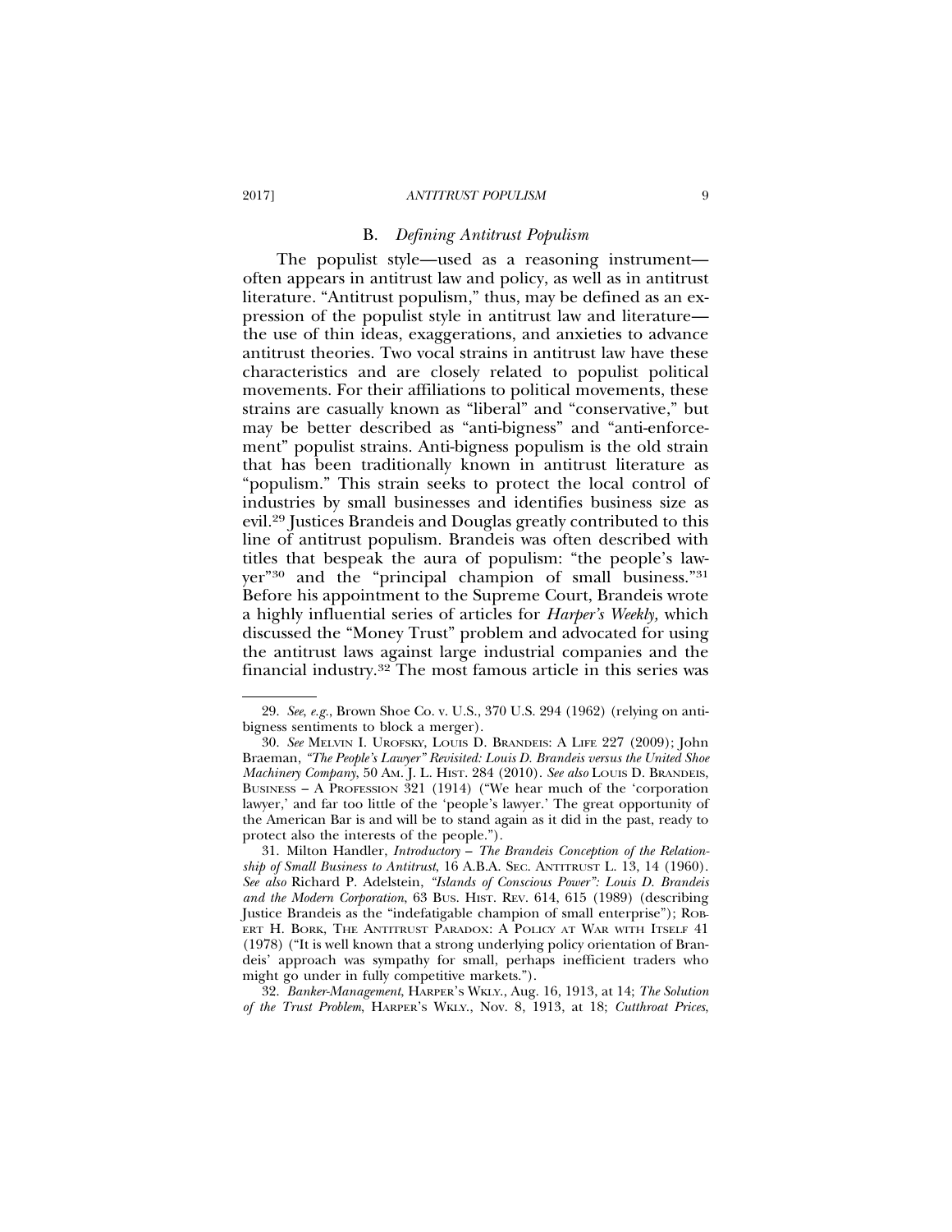### B. *Defining Antitrust Populism*

The populist style—used as a reasoning instrument—often appears in antitrust law and policy, as well as in antitrust literature. "Antitrust populism," thus, may be defined as an expression of the populist style in antitrust law and literature—the use of thin ideas, exaggerations, and anxieties to advance antitrust theories. Two vocal strains in antitrust law have these characteristics and are closely related to populist political movements. For their affiliations to political movements, these strains are casually known as "liberal" and "conservative," but may be better described as "anti-bigness" and "anti-enforcement" populist strains. Anti-bigness populism is the old strain that has been traditionally known in antitrust literature as "populism." This strain seeks to protect the local control of industries by small businesses and identifies business size as evil.[29] Justices Brandeis and Douglas greatly contributed to this line of antitrust populism. Brandeis was often described with titles that bespeak the aura of populism: "the people's lawyer"[30] and the "principal champion of small business."[31] Before his appointment to the Supreme Court, Brandeis wrote a highly influential series of articles for *Harper's Weekly,* which discussed the "Money Trust" problem and advocated for using the antitrust laws against large industrial companies and the financial industry.[32] The most famous article in this series was

---

29. *See, e.g.*, Brown Shoe Co. v. U.S., 370 U.S. 294 (1962) (relying on anti-bigness sentiments to block a merger).

30. *See* MELVIN I. UROFSKY, LOUIS D. BRANDEIS: A LIFE 227 (2009); John Braeman, *"The People's Lawyer" Revisited: Louis D. Brandeis versus the United Shoe Machinery Company*, 50 AM. J. L. HIST. 284 (2010). *See also* LOUIS D. BRANDEIS, BUSINESS – A PROFESSION 321 (1914) ("We hear much of the 'corporation lawyer,' and far too little of the 'people's lawyer.' The great opportunity of the American Bar is and will be to stand again as it did in the past, ready to protect also the interests of the people.").

31. Milton Handler, *Introductory – The Brandeis Conception of the Relationship of Small Business to Antitrust*, 16 A.B.A. SEC. ANTITRUST L. 13, 14 (1960). *See also* Richard P. Adelstein, *"Islands of Conscious Power": Louis D. Brandeis and the Modern Corporation*, 63 BUS. HIST. REV. 614, 615 (1989) (describing Justice Brandeis as the "indefatigable champion of small enterprise"); ROBERT H. BORK, THE ANTITRUST PARADOX: A POLICY AT WAR WITH ITSELF 41 (1978) ("It is well known that a strong underlying policy orientation of Brandeis' approach was sympathy for small, perhaps inefficient traders who might go under in fully competitive markets.").

32. *Banker-Management*, HARPER'S WKLY., Aug. 16, 1913, at 14; *The Solution of the Trust Problem*, HARPER'S WKLY., Nov. 8, 1913, at 18; *Cutthroat Prices*,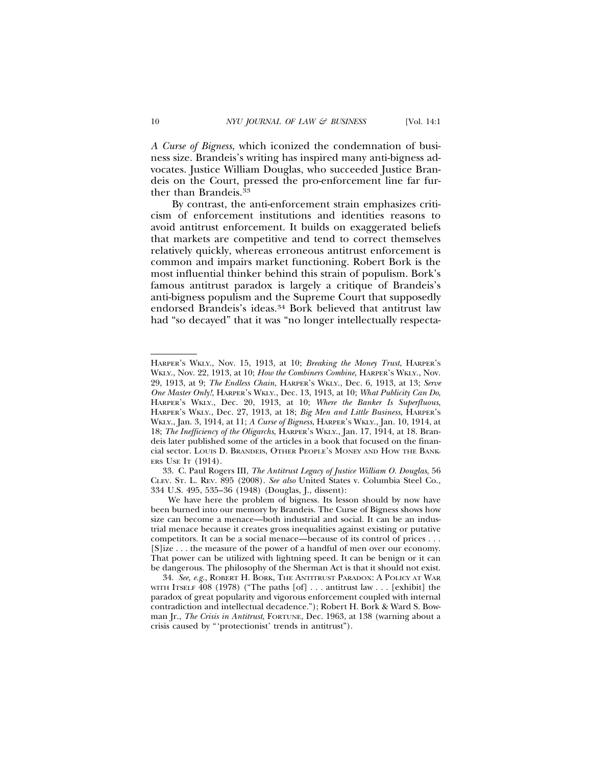*A Curse of Bigness*, which iconized the condemnation of business size. Brandeis's writing has inspired many anti-bigness advocates. Justice William Douglas, who succeeded Justice Brandeis on the Court, pressed the pro-enforcement line far further than Brandeis.[33]

By contrast, the anti-enforcement strain emphasizes criticism of enforcement institutions and identities reasons to avoid antitrust enforcement. It builds on exaggerated beliefs that markets are competitive and tend to correct themselves relatively quickly, whereas erroneous antitrust enforcement is common and impairs market functioning. Robert Bork is the most influential thinker behind this strain of populism. Bork's famous antitrust paradox is largely a critique of Brandeis's anti-bigness populism and the Supreme Court that supposedly endorsed Brandeis's ideas.[34] Bork believed that antitrust law had "so decayed" that it was "no longer intellectually respecta-

---

HARPER'S WKLY., Nov. 15, 1913, at 10; *Breaking the Money Trust*, HARPER'S WKLY., Nov. 22, 1913, at 10; *How the Combiners Combine*, HARPER'S WKLY., Nov. 29, 1913, at 9; *The Endless Chain*, HARPER'S WKLY., Dec. 6, 1913, at 13; *Serve One Master Only!*, HARPER'S WKLY., Dec. 13, 1913, at 10; *What Publicity Can Do*, HARPER'S WKLY., Dec. 20, 1913, at 10; *Where the Banker Is Superfluous*, HARPER'S WKLY., Dec. 27, 1913, at 18; *Big Men and Little Business*, HARPER'S WKLY., Jan. 3, 1914, at 11; *A Curse of Bigness*, HARPER'S WKLY., Jan. 10, 1914, at 18; *The Inefficiency of the Oligarchs*, HARPER'S WKLY., Jan. 17, 1914, at 18. Brandeis later published some of the articles in a book that focused on the financial sector. LOUIS D. BRANDEIS, OTHER PEOPLE'S MONEY AND HOW THE BANKERS USE IT (1914).

33. C. Paul Rogers III, *The Antitrust Legacy of Justice William O. Douglas*, 56 CLEV. ST. L. REV. 895 (2008). *See also* United States v. Columbia Steel Co., 334 U.S. 495, 535–36 (1948) (Douglas, J., dissent):

> We have here the problem of bigness. Its lesson should by now have been burned into our memory by Brandeis. The Curse of Bigness shows how size can become a menace—both industrial and social. It can be an industrial menace because it creates gross inequalities against existing or putative competitors. It can be a social menace—because of its control of prices . . . [S]ize . . . the measure of the power of a handful of men over our economy. That power can be utilized with lightning speed. It can be benign or it can be dangerous. The philosophy of the Sherman Act is that it should not exist.

34. *See, e.g.*, ROBERT H. BORK, THE ANTITRUST PARADOX: A POLICY AT WAR WITH ITSELF 408 (1978) ("The paths [of] . . . antitrust law . . . [exhibit] the paradox of great popularity and vigorous enforcement coupled with internal contradiction and intellectual decadence."); Robert H. Bork & Ward S. Bowman Jr., *The Crisis in Antitrust*, FORTUNE, Dec. 1963, at 138 (warning about a crisis caused by "'protectionist' trends in antitrust").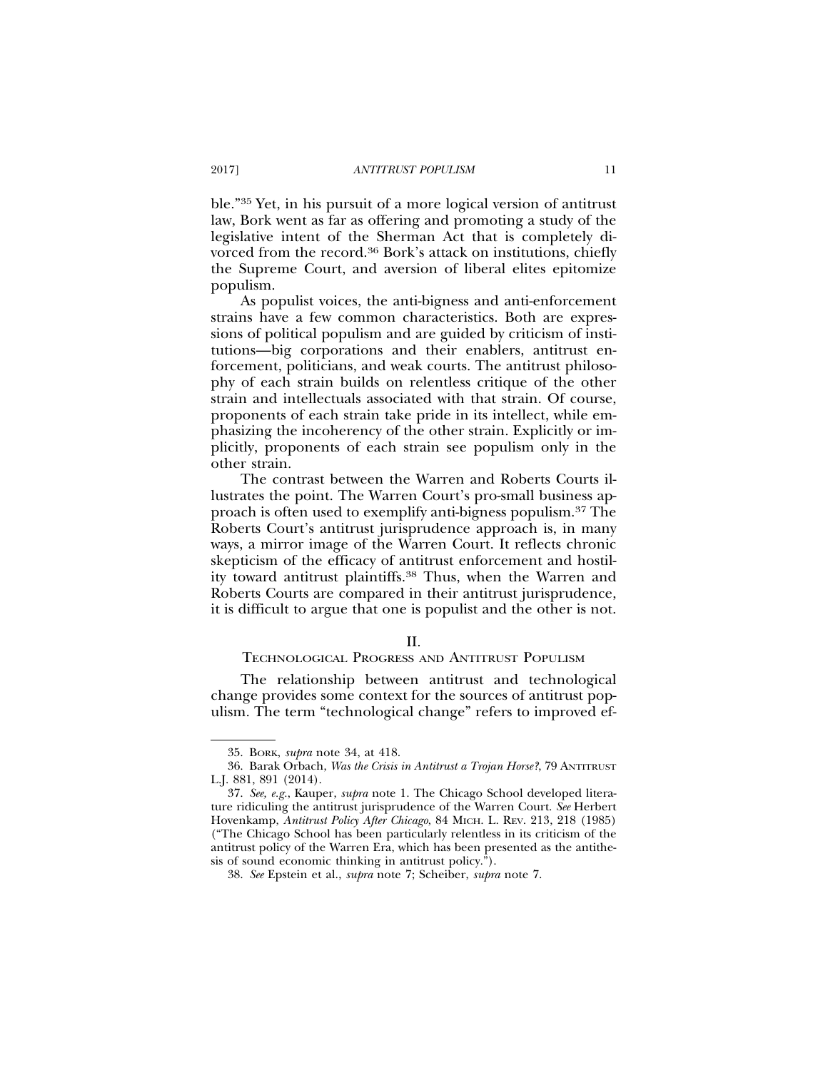ble."[35] Yet, in his pursuit of a more logical version of antitrust law, Bork went as far as offering and promoting a study of the legislative intent of the Sherman Act that is completely divorced from the record.[36] Bork's attack on institutions, chiefly the Supreme Court, and aversion of liberal elites epitomize populism.

As populist voices, the anti-bigness and anti-enforcement strains have a few common characteristics. Both are expressions of political populism and are guided by criticism of institutions—big corporations and their enablers, antitrust enforcement, politicians, and weak courts. The antitrust philosophy of each strain builds on relentless critique of the other strain and intellectuals associated with that strain. Of course, proponents of each strain take pride in its intellect, while emphasizing the incoherency of the other strain. Explicitly or implicitly, proponents of each strain see populism only in the other strain.

The contrast between the Warren and Roberts Courts illustrates the point. The Warren Court's pro-small business approach is often used to exemplify anti-bigness populism.[37] The Roberts Court's antitrust jurisprudence approach is, in many ways, a mirror image of the Warren Court. It reflects chronic skepticism of the efficacy of antitrust enforcement and hostility toward antitrust plaintiffs.[38] Thus, when the Warren and Roberts Courts are compared in their antitrust jurisprudence, it is difficult to argue that one is populist and the other is not.

## II.
## Technological Progress and Antitrust Populism

The relationship between antitrust and technological change provides some context for the sources of antitrust populism. The term "technological change" refers to improved ef-

---

35. Bork, *supra* note 34, at 418.

36. Barak Orbach, *Was the Crisis in Antitrust a Trojan Horse?*, 79 Antitrust L.J. 881, 891 (2014).

37. *See, e.g.*, Kauper, *supra* note 1. The Chicago School developed literature ridiculing the antitrust jurisprudence of the Warren Court. *See* Herbert Hovenkamp, *Antitrust Policy After Chicago*, 84 Mich. L. Rev. 213, 218 (1985) ("The Chicago School has been particularly relentless in its criticism of the antitrust policy of the Warren Era, which has been presented as the antithesis of sound economic thinking in antitrust policy.").

38. *See* Epstein et al., *supra* note 7; Scheiber, *supra* note 7.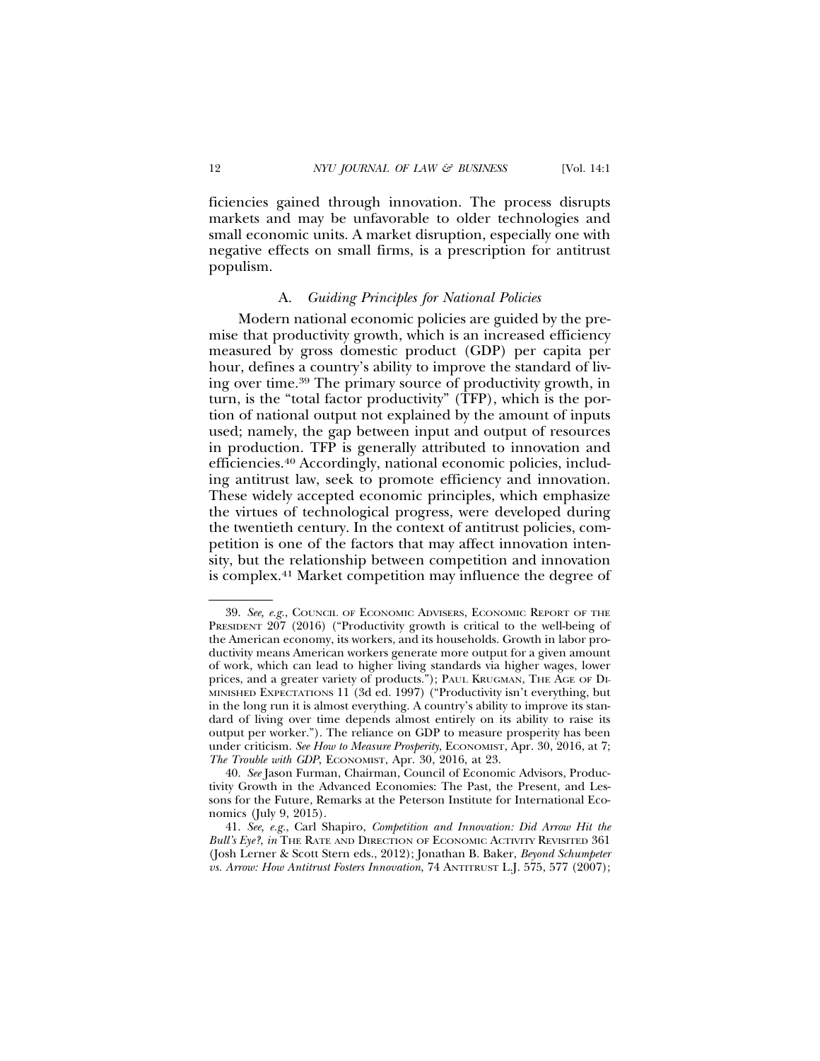ficiencies gained through innovation. The process disrupts markets and may be unfavorable to older technologies and small economic units. A market disruption, especially one with negative effects on small firms, is a prescription for antitrust populism.

### A. *Guiding Principles for National Policies*

Modern national economic policies are guided by the premise that productivity growth, which is an increased efficiency measured by gross domestic product (GDP) per capita per hour, defines a country's ability to improve the standard of living over time.[39] The primary source of productivity growth, in turn, is the "total factor productivity" (TFP), which is the portion of national output not explained by the amount of inputs used; namely, the gap between input and output of resources in production. TFP is generally attributed to innovation and efficiencies.[40] Accordingly, national economic policies, including antitrust law, seek to promote efficiency and innovation. These widely accepted economic principles, which emphasize the virtues of technological progress, were developed during the twentieth century. In the context of antitrust policies, competition is one of the factors that may affect innovation intensity, but the relationship between competition and innovation is complex.[41] Market competition may influence the degree of

---

39. *See, e.g.*, COUNCIL OF ECONOMIC ADVISERS, ECONOMIC REPORT OF THE PRESIDENT 207 (2016) ("Productivity growth is critical to the well-being of the American economy, its workers, and its households. Growth in labor productivity means American workers generate more output for a given amount of work, which can lead to higher living standards via higher wages, lower prices, and a greater variety of products."); PAUL KRUGMAN, THE AGE OF DIMINISHED EXPECTATIONS 11 (3d ed. 1997) ("Productivity isn't everything, but in the long run it is almost everything. A country's ability to improve its standard of living over time depends almost entirely on its ability to raise its output per worker."). The reliance on GDP to measure prosperity has been under criticism. *See How to Measure Prosperity*, ECONOMIST, Apr. 30, 2016, at 7; *The Trouble with GDP*, ECONOMIST, Apr. 30, 2016, at 23.

40. *See* Jason Furman, Chairman, Council of Economic Advisors, Productivity Growth in the Advanced Economies: The Past, the Present, and Lessons for the Future, Remarks at the Peterson Institute for International Economics (July 9, 2015).

41. *See, e.g.*, Carl Shapiro, *Competition and Innovation: Did Arrow Hit the Bull's Eye?*, *in* THE RATE AND DIRECTION OF ECONOMIC ACTIVITY REVISITED 361 (Josh Lerner & Scott Stern eds., 2012); Jonathan B. Baker, *Beyond Schumpeter vs. Arrow: How Antitrust Fosters Innovation*, 74 ANTITRUST L.J. 575, 577 (2007);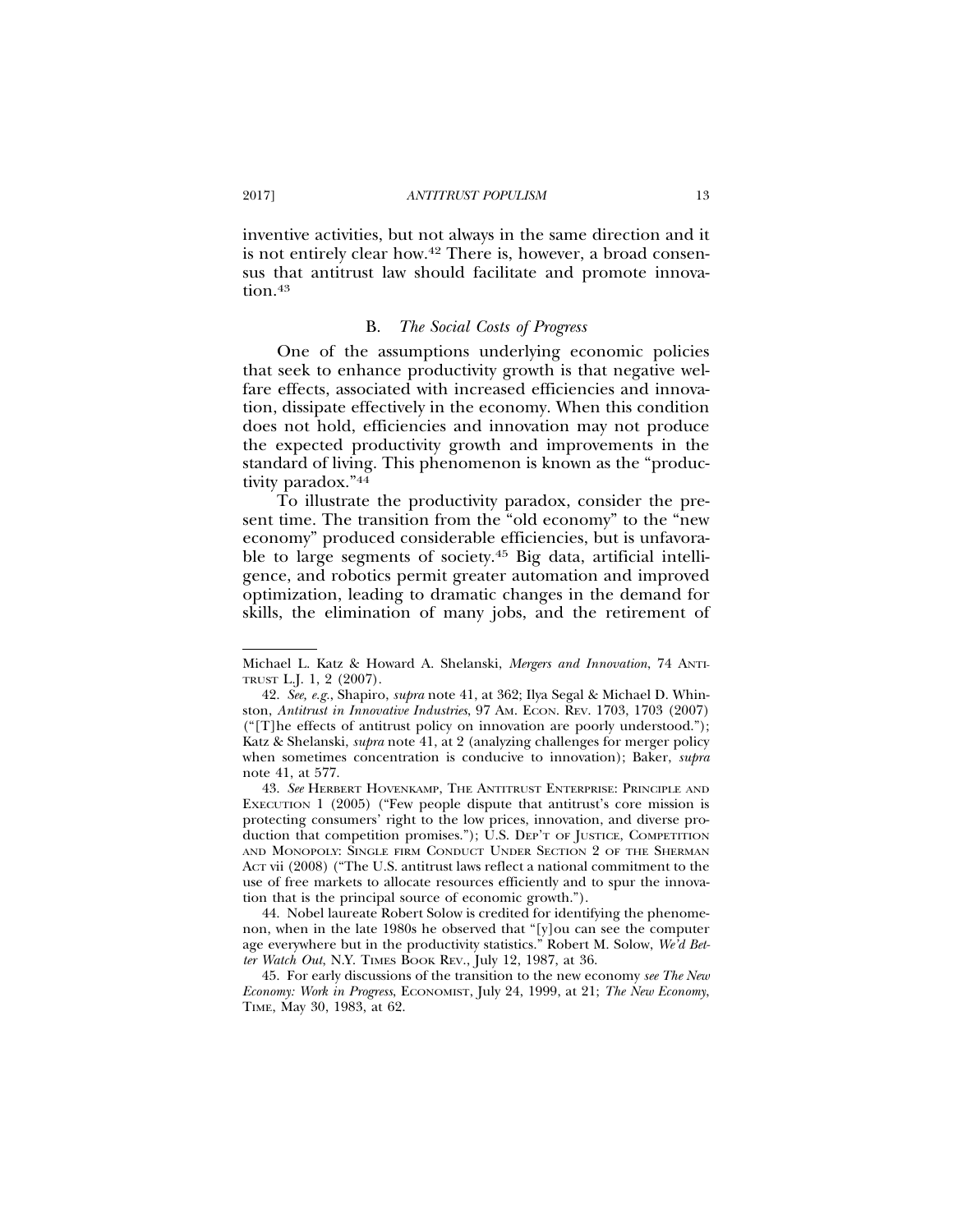inventive activities, but not always in the same direction and it is not entirely clear how.[42] There is, however, a broad consensus that antitrust law should facilitate and promote innovation.[43]

### B. *The Social Costs of Progress*

One of the assumptions underlying economic policies that seek to enhance productivity growth is that negative welfare effects, associated with increased efficiencies and innovation, dissipate effectively in the economy. When this condition does not hold, efficiencies and innovation may not produce the expected productivity growth and improvements in the standard of living. This phenomenon is known as the "productivity paradox."[44]

To illustrate the productivity paradox, consider the present time. The transition from the "old economy" to the "new economy" produced considerable efficiencies, but is unfavorable to large segments of society.[45] Big data, artificial intelligence, and robotics permit greater automation and improved optimization, leading to dramatic changes in the demand for skills, the elimination of many jobs, and the retirement of

---

Michael L. Katz & Howard A. Shelanski, *Mergers and Innovation*, 74 ANTITRUST L.J. 1, 2 (2007).

42. *See, e.g.*, Shapiro, *supra* note 41, at 362; Ilya Segal & Michael D. Whinston, *Antitrust in Innovative Industries*, 97 AM. ECON. REV. 1703, 1703 (2007) ("[T]he effects of antitrust policy on innovation are poorly understood."); Katz & Shelanski, *supra* note 41, at 2 (analyzing challenges for merger policy when sometimes concentration is conducive to innovation); Baker, *supra* note 41, at 577.

43. *See* HERBERT HOVENKAMP, THE ANTITRUST ENTERPRISE: PRINCIPLE AND EXECUTION 1 (2005) ("Few people dispute that antitrust's core mission is protecting consumers' right to the low prices, innovation, and diverse production that competition promises."); U.S. DEP'T OF JUSTICE, COMPETITION AND MONOPOLY: SINGLE FIRM CONDUCT UNDER SECTION 2 OF THE SHERMAN ACT vii (2008) ("The U.S. antitrust laws reflect a national commitment to the use of free markets to allocate resources efficiently and to spur the innovation that is the principal source of economic growth.").

44. Nobel laureate Robert Solow is credited for identifying the phenomenon, when in the late 1980s he observed that "[y]ou can see the computer age everywhere but in the productivity statistics." Robert M. Solow, *We'd Better Watch Out*, N.Y. TIMES BOOK REV., July 12, 1987, at 36.

45. For early discussions of the transition to the new economy *see The New Economy: Work in Progress*, ECONOMIST, July 24, 1999, at 21; *The New Economy*, TIME, May 30, 1983, at 62.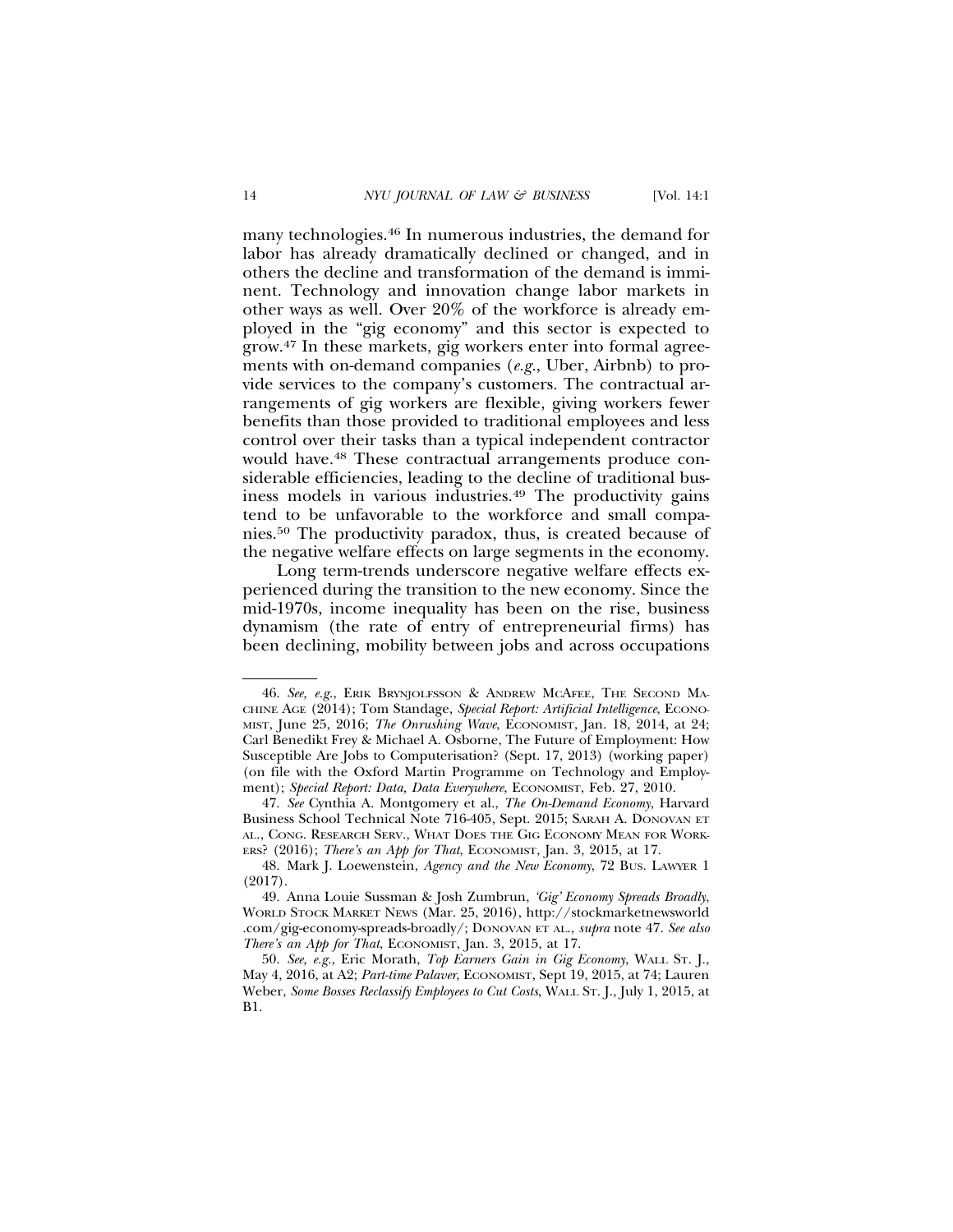many technologies.[46] In numerous industries, the demand for labor has already dramatically declined or changed, and in others the decline and transformation of the demand is imminent. Technology and innovation change labor markets in other ways as well. Over 20% of the workforce is already employed in the "gig economy" and this sector is expected to grow.[47] In these markets, gig workers enter into formal agreements with on-demand companies (*e.g.*, Uber, Airbnb) to provide services to the company's customers. The contractual arrangements of gig workers are flexible, giving workers fewer benefits than those provided to traditional employees and less control over their tasks than a typical independent contractor would have.[48] These contractual arrangements produce considerable efficiencies, leading to the decline of traditional business models in various industries.[49] The productivity gains tend to be unfavorable to the workforce and small companies.[50] The productivity paradox, thus, is created because of the negative welfare effects on large segments in the economy.

Long term-trends underscore negative welfare effects experienced during the transition to the new economy. Since the mid-1970s, income inequality has been on the rise, business dynamism (the rate of entry of entrepreneurial firms) has been declining, mobility between jobs and across occupations

---

46. *See, e.g.*, ERIK BRYNJOLFSSON & ANDREW MCAFEE, THE SECOND MACHINE AGE (2014); Tom Standage, *Special Report: Artificial Intelligence*, ECONOMIST, June 25, 2016; *The Onrushing Wave*, ECONOMIST, Jan. 18, 2014, at 24; Carl Benedikt Frey & Michael A. Osborne, The Future of Employment: How Susceptible Are Jobs to Computerisation? (Sept. 17, 2013) (working paper) (on file with the Oxford Martin Programme on Technology and Employment); *Special Report: Data, Data Everywhere*, ECONOMIST, Feb. 27, 2010.

47. *See* Cynthia A. Montgomery et al., *The On-Demand Economy*, Harvard Business School Technical Note 716-405, Sept. 2015; SARAH A. DONOVAN ET AL., CONG. RESEARCH SERV., WHAT DOES THE GIG ECONOMY MEAN FOR WORKERS? (2016); *There's an App for That*, ECONOMIST, Jan. 3, 2015, at 17.

48. Mark J. Loewenstein, *Agency and the New Economy*, 72 BUS. LAWYER 1 (2017).

49. Anna Louie Sussman & Josh Zumbrun, *'Gig' Economy Spreads Broadly*, WORLD STOCK MARKET NEWS (Mar. 25, 2016), http://stockmarketnewsworld.com/gig-economy-spreads-broadly/; DONOVAN ET AL., *supra* note 47. *See also There's an App for That*, ECONOMIST, Jan. 3, 2015, at 17.

50. *See, e.g.*, Eric Morath, *Top Earners Gain in Gig Economy*, WALL ST. J., May 4, 2016, at A2; *Part-time Palaver*, ECONOMIST, Sept 19, 2015, at 74; Lauren Weber, *Some Bosses Reclassify Employees to Cut Costs*, WALL ST. J., July 1, 2015, at B1.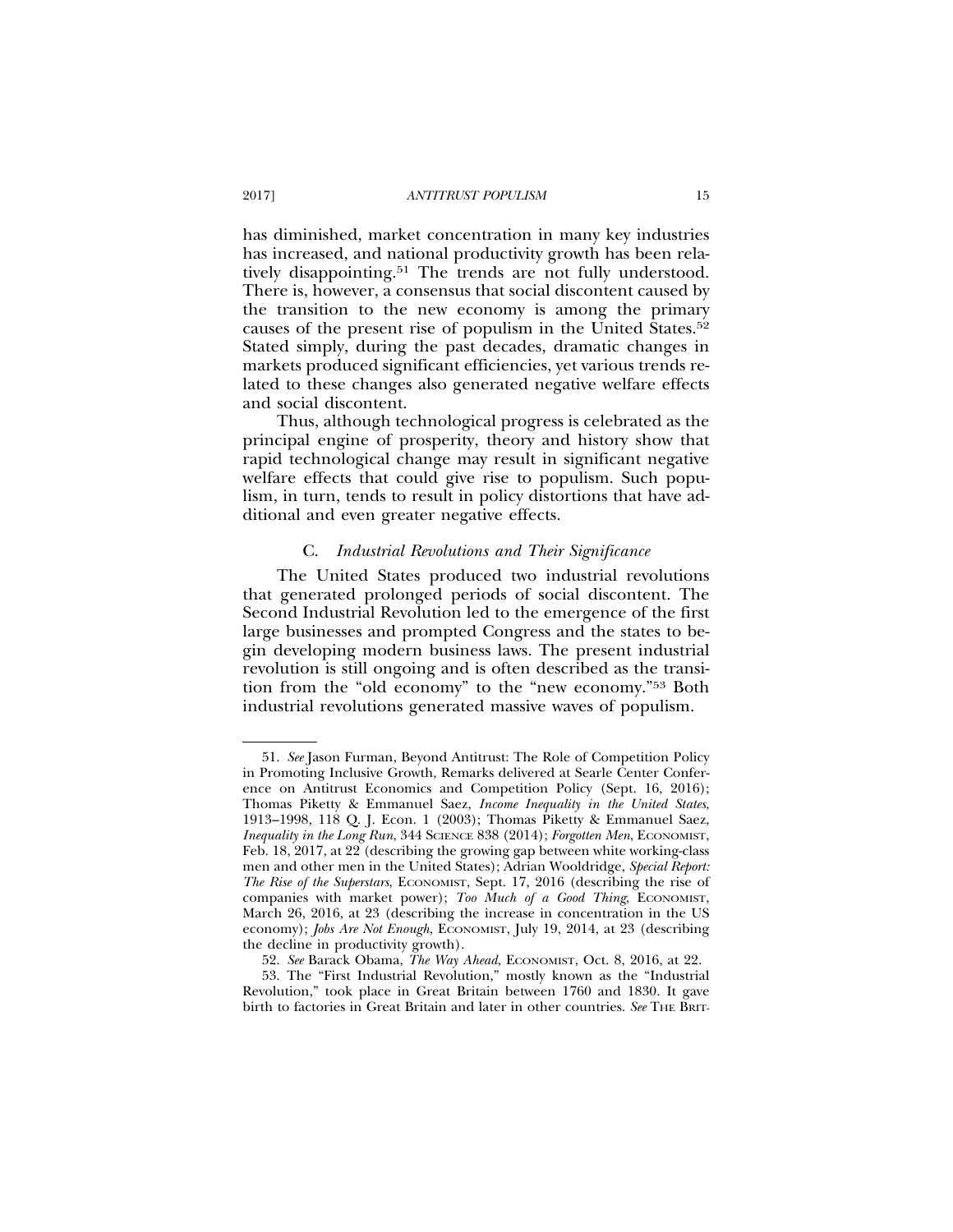has diminished, market concentration in many key industries has increased, and national productivity growth has been relatively disappointing.[51] The trends are not fully understood. There is, however, a consensus that social discontent caused by the transition to the new economy is among the primary causes of the present rise of populism in the United States.[52] Stated simply, during the past decades, dramatic changes in markets produced significant efficiencies, yet various trends related to these changes also generated negative welfare effects and social discontent.

Thus, although technological progress is celebrated as the principal engine of prosperity, theory and history show that rapid technological change may result in significant negative welfare effects that could give rise to populism. Such populism, in turn, tends to result in policy distortions that have additional and even greater negative effects.

### C. *Industrial Revolutions and Their Significance*

The United States produced two industrial revolutions that generated prolonged periods of social discontent. The Second Industrial Revolution led to the emergence of the first large businesses and prompted Congress and the states to begin developing modern business laws. The present industrial revolution is still ongoing and is often described as the transition from the "old economy" to the "new economy."[53] Both industrial revolutions generated massive waves of populism.

---

51. *See* Jason Furman, Beyond Antitrust: The Role of Competition Policy in Promoting Inclusive Growth, Remarks delivered at Searle Center Conference on Antitrust Economics and Competition Policy (Sept. 16, 2016); Thomas Piketty & Emmanuel Saez, *Income Inequality in the United States*, 1913–1998, 118 Q. J. Econ. 1 (2003); Thomas Piketty & Emmanuel Saez, *Inequality in the Long Run*, 344 Science 838 (2014); *Forgotten Men*, Economist, Feb. 18, 2017, at 22 (describing the growing gap between white working-class men and other men in the United States); Adrian Wooldridge, *Special Report: The Rise of the Superstars*, Economist, Sept. 17, 2016 (describing the rise of companies with market power); *Too Much of a Good Thing*, Economist, March 26, 2016, at 23 (describing the increase in concentration in the US economy); *Jobs Are Not Enough*, Economist, July 19, 2014, at 23 (describing the decline in productivity growth).

52. *See* Barack Obama, *The Way Ahead*, Economist, Oct. 8, 2016, at 22.

53. The "First Industrial Revolution," mostly known as the "Industrial Revolution," took place in Great Britain between 1760 and 1830. It gave birth to factories in Great Britain and later in other countries. *See* The Brit-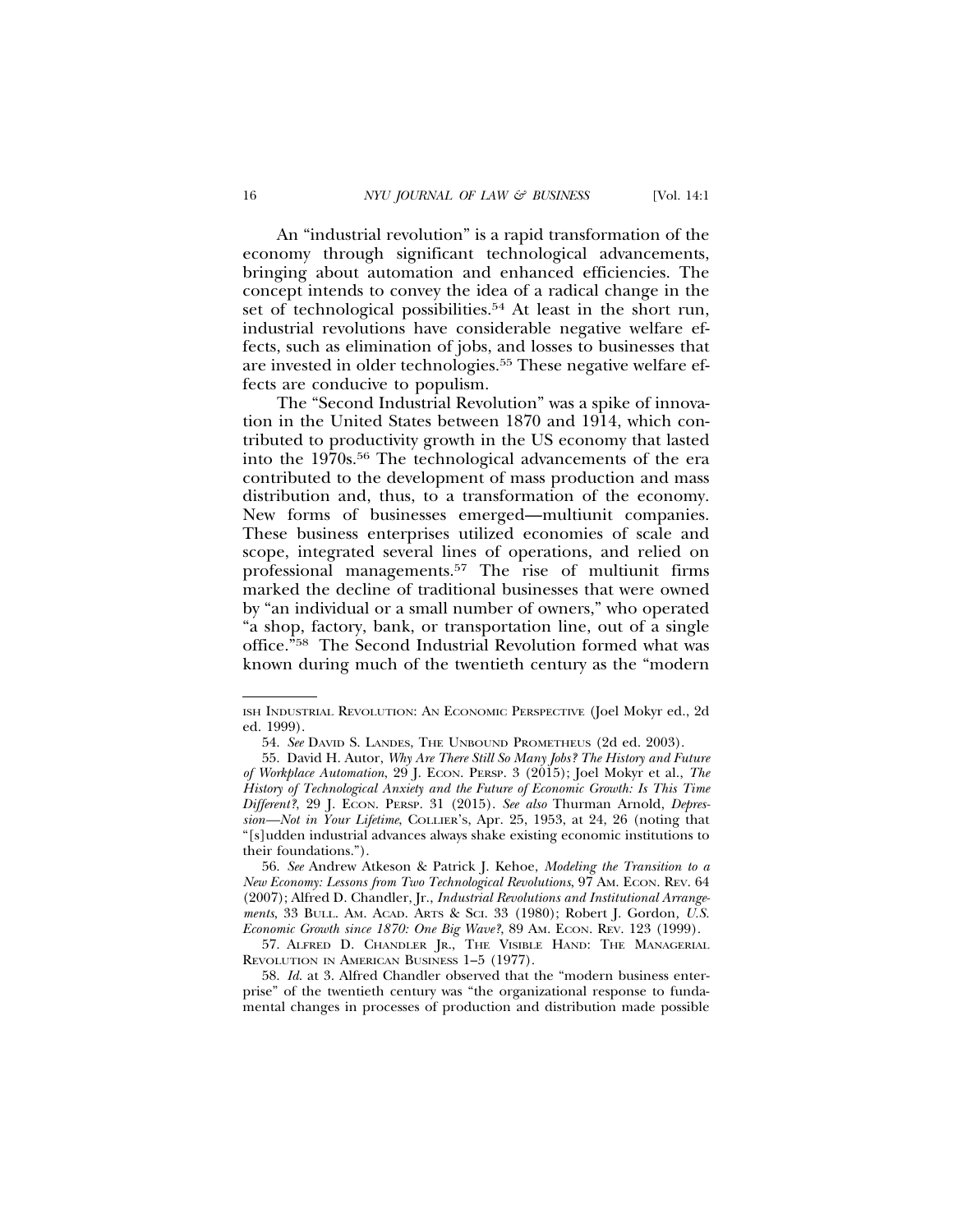An "industrial revolution" is a rapid transformation of the economy through significant technological advancements, bringing about automation and enhanced efficiencies. The concept intends to convey the idea of a radical change in the set of technological possibilities.[54] At least in the short run, industrial revolutions have considerable negative welfare effects, such as elimination of jobs, and losses to businesses that are invested in older technologies.[55] These negative welfare effects are conducive to populism.

The "Second Industrial Revolution" was a spike of innovation in the United States between 1870 and 1914, which contributed to productivity growth in the US economy that lasted into the 1970s.[56] The technological advancements of the era contributed to the development of mass production and mass distribution and, thus, to a transformation of the economy. New forms of businesses emerged—multiunit companies. These business enterprises utilized economies of scale and scope, integrated several lines of operations, and relied on professional managements.[57] The rise of multiunit firms marked the decline of traditional businesses that were owned by "an individual or a small number of owners," who operated "a shop, factory, bank, or transportation line, out of a single office."[58] The Second Industrial Revolution formed what was known during much of the twentieth century as the "modern

---

ISH INDUSTRIAL REVOLUTION: AN ECONOMIC PERSPECTIVE (Joel Mokyr ed., 2d ed. 1999).

54. *See* DAVID S. LANDES, THE UNBOUND PROMETHEUS (2d ed. 2003).

55. David H. Autor, *Why Are There Still So Many Jobs? The History and Future of Workplace Automation*, 29 J. ECON. PERSP. 3 (2015); Joel Mokyr et al., *The History of Technological Anxiety and the Future of Economic Growth: Is This Time Different?*, 29 J. ECON. PERSP. 31 (2015). *See also* Thurman Arnold, *Depression—Not in Your Lifetime*, COLLIER'S, Apr. 25, 1953, at 24, 26 (noting that "[s]udden industrial advances always shake existing economic institutions to their foundations.").

56. *See* Andrew Atkeson & Patrick J. Kehoe, *Modeling the Transition to a New Economy: Lessons from Two Technological Revolutions*, 97 AM. ECON. REV. 64 (2007); Alfred D. Chandler, Jr., *Industrial Revolutions and Institutional Arrangements*, 33 BULL. AM. ACAD. ARTS & SCI. 33 (1980); Robert J. Gordon, *U.S. Economic Growth since 1870: One Big Wave?*, 89 AM. ECON. REV. 123 (1999).

57. ALFRED D. CHANDLER JR., THE VISIBLE HAND: THE MANAGERIAL REVOLUTION IN AMERICAN BUSINESS 1–5 (1977).

58. *Id*. at 3. Alfred Chandler observed that the "modern business enterprise" of the twentieth century was "the organizational response to fundamental changes in processes of production and distribution made possible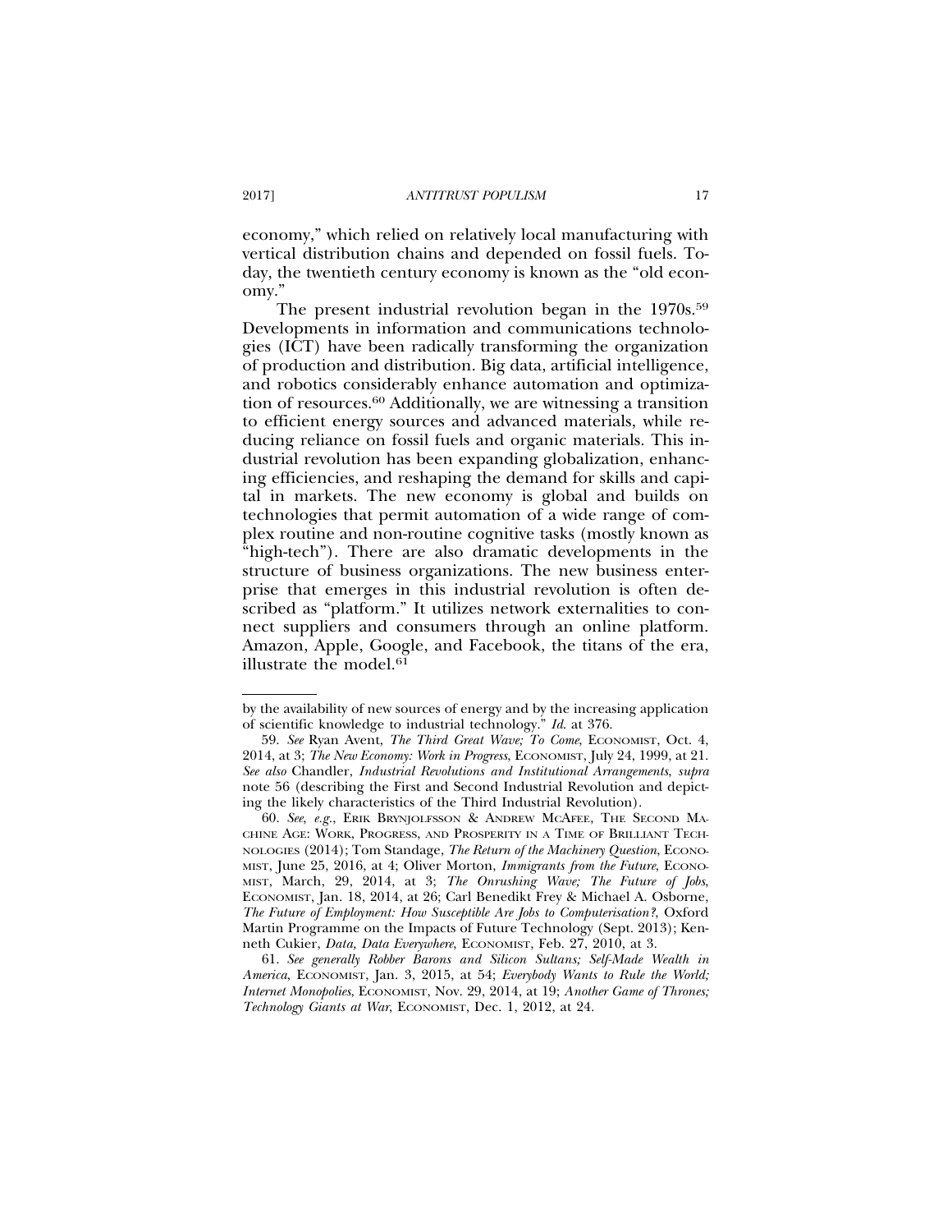economy," which relied on relatively local manufacturing with vertical distribution chains and depended on fossil fuels. Today, the twentieth century economy is known as the "old economy."

The present industrial revolution began in the 1970s.[59] Developments in information and communications technologies (ICT) have been radically transforming the organization of production and distribution. Big data, artificial intelligence, and robotics considerably enhance automation and optimization of resources.[60] Additionally, we are witnessing a transition to efficient energy sources and advanced materials, while reducing reliance on fossil fuels and organic materials. This industrial revolution has been expanding globalization, enhancing efficiencies, and reshaping the demand for skills and capital in markets. The new economy is global and builds on technologies that permit automation of a wide range of complex routine and non-routine cognitive tasks (mostly known as "high-tech"). There are also dramatic developments in the structure of business organizations. The new business enterprise that emerges in this industrial revolution is often described as "platform." It utilizes network externalities to connect suppliers and consumers through an online platform. Amazon, Apple, Google, and Facebook, the titans of the era, illustrate the model.[61]

---

by the availability of new sources of energy and by the increasing application of scientific knowledge to industrial technology." *Id.* at 376.

59. *See* Ryan Avent, *The Third Great Wave; To Come*, ECONOMIST, Oct. 4, 2014, at 3; *The New Economy: Work in Progress*, ECONOMIST, July 24, 1999, at 21. *See also* Chandler, *Industrial Revolutions and Institutional Arrangements*, *supra* note 56 (describing the First and Second Industrial Revolution and depicting the likely characteristics of the Third Industrial Revolution).

60. *See, e.g.*, ERIK BRYNJOLFSSON & ANDREW MCAFEE, THE SECOND MACHINE AGE: WORK, PROGRESS, AND PROSPERITY IN A TIME OF BRILLIANT TECHNOLOGIES (2014); Tom Standage, *The Return of the Machinery Question*, ECONOMIST, June 25, 2016, at 4; Oliver Morton, *Immigrants from the Future*, ECONOMIST, March, 29, 2014, at 3; *The Onrushing Wave; The Future of Jobs*, ECONOMIST, Jan. 18, 2014, at 26; Carl Benedikt Frey & Michael A. Osborne, *The Future of Employment: How Susceptible Are Jobs to Computerisation?*, Oxford Martin Programme on the Impacts of Future Technology (Sept. 2013); Kenneth Cukier, *Data, Data Everywhere*, ECONOMIST, Feb. 27, 2010, at 3.

61. *See generally Robber Barons and Silicon Sultans; Self-Made Wealth in America*, ECONOMIST, Jan. 3, 2015, at 54; *Everybody Wants to Rule the World; Internet Monopolies*, ECONOMIST, Nov. 29, 2014, at 19; *Another Game of Thrones; Technology Giants at War*, ECONOMIST, Dec. 1, 2012, at 24.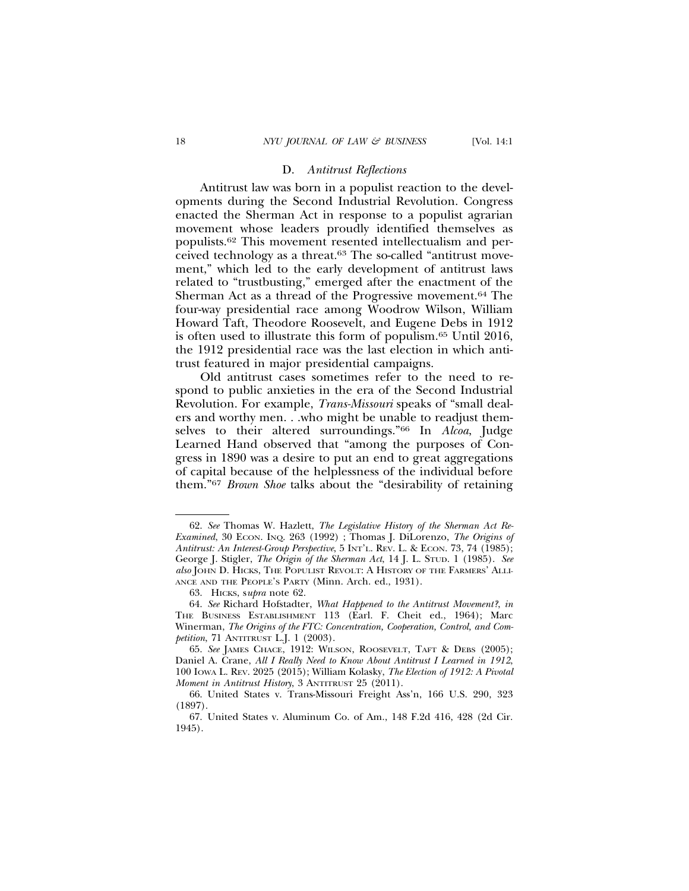### D. *Antitrust Reflections*

Antitrust law was born in a populist reaction to the developments during the Second Industrial Revolution. Congress enacted the Sherman Act in response to a populist agrarian movement whose leaders proudly identified themselves as populists.[62] This movement resented intellectualism and perceived technology as a threat.[63] The so-called "antitrust movement," which led to the early development of antitrust laws related to "trustbusting," emerged after the enactment of the Sherman Act as a thread of the Progressive movement.[64] The four-way presidential race among Woodrow Wilson, William Howard Taft, Theodore Roosevelt, and Eugene Debs in 1912 is often used to illustrate this form of populism.[65] Until 2016, the 1912 presidential race was the last election in which antitrust featured in major presidential campaigns.

Old antitrust cases sometimes refer to the need to respond to public anxieties in the era of the Second Industrial Revolution. For example, *Trans-Missouri* speaks of "small dealers and worthy men. . .who might be unable to readjust themselves to their altered surroundings."[66] In *Alcoa*, Judge Learned Hand observed that "among the purposes of Congress in 1890 was a desire to put an end to great aggregations of capital because of the helplessness of the individual before them."[67] *Brown Shoe* talks about the "desirability of retaining

---

62. *See* Thomas W. Hazlett, *The Legislative History of the Sherman Act Re-Examined*, 30 ECON. INQ. 263 (1992) ; Thomas J. DiLorenzo, *The Origins of Antitrust: An Interest-Group Perspective*, 5 INT'L. REV. L. & ECON. 73, 74 (1985); George J. Stigler, *The Origin of the Sherman Act*, 14 J. L. STUD. 1 (1985). *See also* JOHN D. HICKS, THE POPULIST REVOLT: A HISTORY OF THE FARMERS' ALLIANCE AND THE PEOPLE'S PARTY (Minn. Arch. ed., 1931).

63. HICKS, s*upra* note 62.

64. *See* Richard Hofstadter, *What Happened to the Antitrust Movement?*, *in* THE BUSINESS ESTABLISHMENT 113 (Earl. F. Cheit ed., 1964); Marc Winerman, *The Origins of the FTC: Concentration, Cooperation, Control, and Competition*, 71 ANTITRUST L.J. 1 (2003).

65. *See* JAMES CHACE, 1912: WILSON, ROOSEVELT, TAFT & DEBS (2005); Daniel A. Crane, *All I Really Need to Know About Antitrust I Learned in 1912*, 100 IOWA L. REV. 2025 (2015); William Kolasky, *The Election of 1912: A Pivotal Moment in Antitrust History*, 3 ANTITRUST 25 (2011).

66. United States v. Trans-Missouri Freight Ass'n, 166 U.S. 290, 323 (1897).

67. United States v. Aluminum Co. of Am., 148 F.2d 416, 428 (2d Cir. 1945).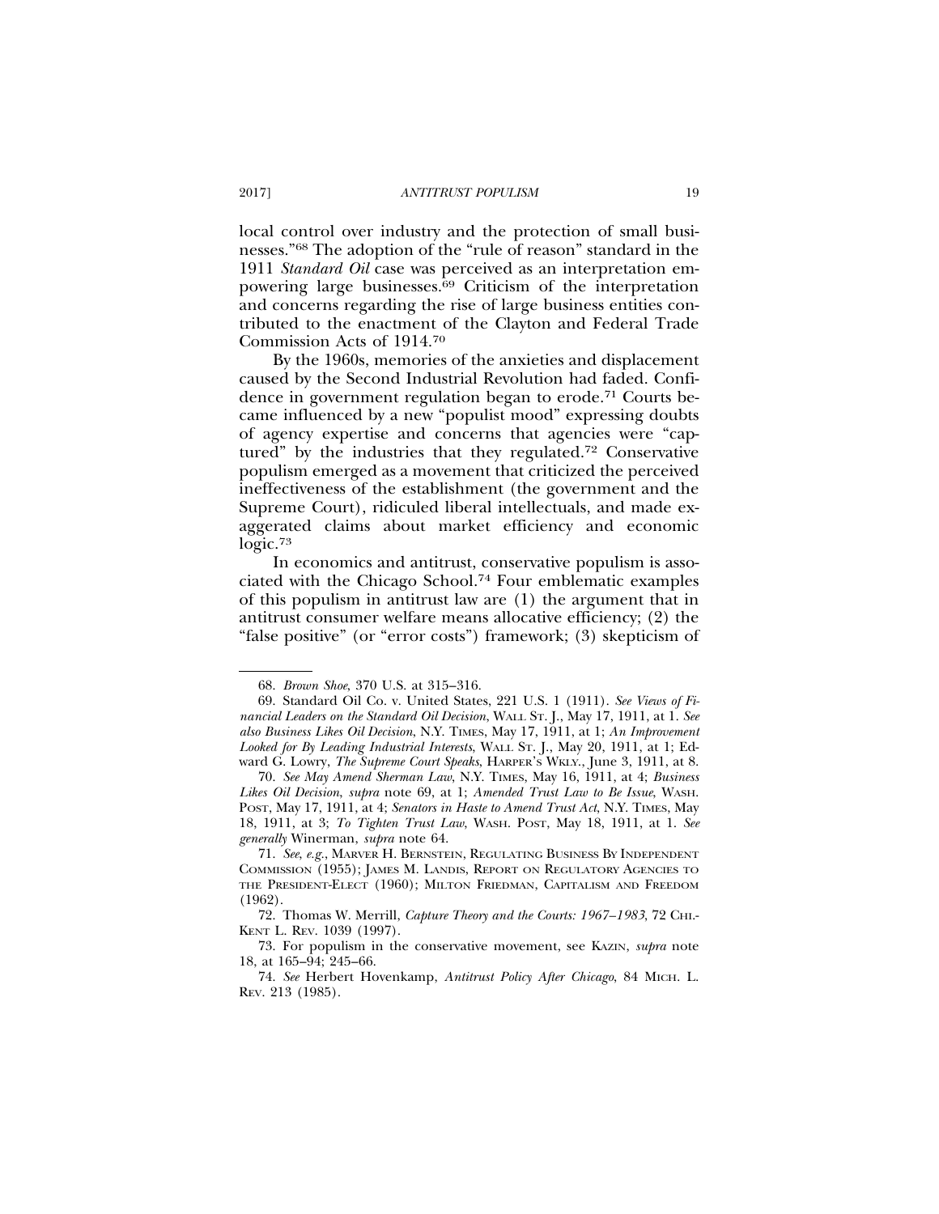local control over industry and the protection of small businesses."[68] The adoption of the "rule of reason" standard in the 1911 *Standard Oil* case was perceived as an interpretation empowering large businesses.[69] Criticism of the interpretation and concerns regarding the rise of large business entities contributed to the enactment of the Clayton and Federal Trade Commission Acts of 1914.[70]

By the 1960s, memories of the anxieties and displacement caused by the Second Industrial Revolution had faded. Confidence in government regulation began to erode.[71] Courts became influenced by a new "populist mood" expressing doubts of agency expertise and concerns that agencies were "captured" by the industries that they regulated.[72] Conservative populism emerged as a movement that criticized the perceived ineffectiveness of the establishment (the government and the Supreme Court), ridiculed liberal intellectuals, and made exaggerated claims about market efficiency and economic logic.[73]

In economics and antitrust, conservative populism is associated with the Chicago School.[74] Four emblematic examples of this populism in antitrust law are (1) the argument that in antitrust consumer welfare means allocative efficiency; (2) the "false positive" (or "error costs") framework; (3) skepticism of

---

68. *Brown Shoe*, 370 U.S. at 315–316.

69. Standard Oil Co. v. United States, 221 U.S. 1 (1911). *See Views of Financial Leaders on the Standard Oil Decision*, WALL ST. J., May 17, 1911, at 1. *See also Business Likes Oil Decision*, N.Y. TIMES, May 17, 1911, at 1; *An Improvement Looked for By Leading Industrial Interests*, WALL ST. J., May 20, 1911, at 1; Edward G. Lowry, *The Supreme Court Speaks*, HARPER'S WKLY., June 3, 1911, at 8.

70. *See May Amend Sherman Law*, N.Y. TIMES, May 16, 1911, at 4; *Business Likes Oil Decision*, *supra* note 69, at 1; *Amended Trust Law to Be Issue*, WASH. POST, May 17, 1911, at 4; *Senators in Haste to Amend Trust Act*, N.Y. TIMES, May 18, 1911, at 3; *To Tighten Trust Law*, WASH. POST, May 18, 1911, at 1. *See generally* Winerman, *supra* note 64.

71. *See, e.g.*, MARVER H. BERNSTEIN, REGULATING BUSINESS BY INDEPENDENT COMMISSION (1955); JAMES M. LANDIS, REPORT ON REGULATORY AGENCIES TO THE PRESIDENT-ELECT (1960); MILTON FRIEDMAN, CAPITALISM AND FREEDOM (1962).

72. Thomas W. Merrill, *Capture Theory and the Courts: 1967–1983*, 72 CHI.-KENT L. REV. 1039 (1997).

73. For populism in the conservative movement, see KAZIN, *supra* note 18, at 165–94; 245–66.

74. *See* Herbert Hovenkamp, *Antitrust Policy After Chicago*, 84 MICH. L. REV. 213 (1985).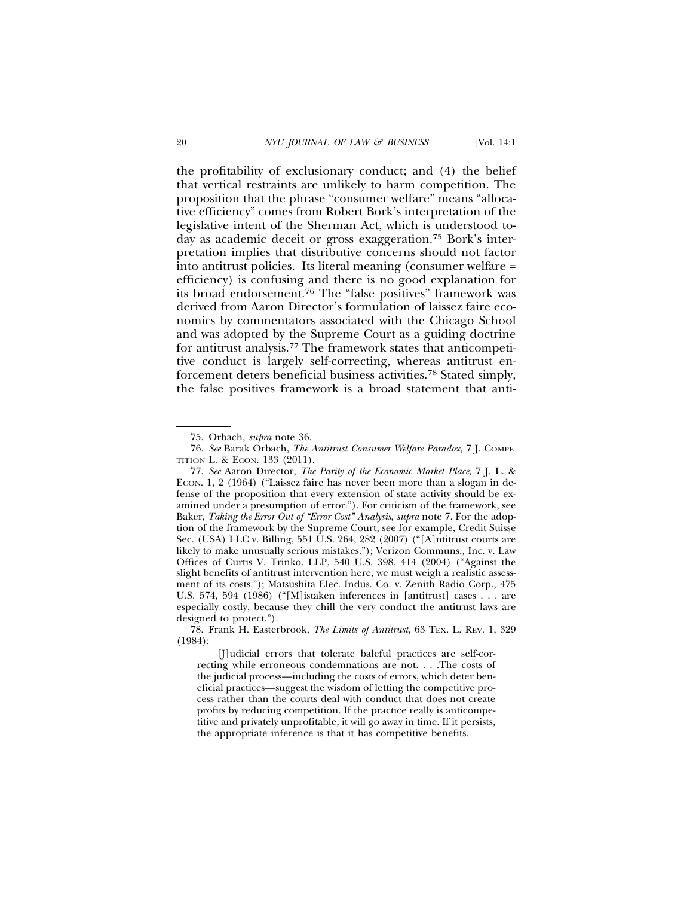the profitability of exclusionary conduct; and (4) the belief that vertical restraints are unlikely to harm competition. The proposition that the phrase "consumer welfare" means "allocative efficiency" comes from Robert Bork's interpretation of the legislative intent of the Sherman Act, which is understood today as academic deceit or gross exaggeration.[75] Bork's interpretation implies that distributive concerns should not factor into antitrust policies. Its literal meaning (consumer welfare = efficiency) is confusing and there is no good explanation for its broad endorsement.[76] The "false positives" framework was derived from Aaron Director's formulation of laissez faire economics by commentators associated with the Chicago School and was adopted by the Supreme Court as a guiding doctrine for antitrust analysis.[77] The framework states that anticompetitive conduct is largely self-correcting, whereas antitrust enforcement deters beneficial business activities.[78] Stated simply, the false positives framework is a broad statement that anti-

---

75. Orbach, *supra* note 36.

76. *See* Barak Orbach, *The Antitrust Consumer Welfare Paradox*, 7 J. Competition L. & Econ. 133 (2011).

77. *See* Aaron Director, *The Parity of the Economic Market Place*, 7 J. L. & Econ. 1, 2 (1964) ("Laissez faire has never been more than a slogan in defense of the proposition that every extension of state activity should be examined under a presumption of error."). For criticism of the framework, see Baker, *Taking the Error Out of "Error Cost" Analysis*, *supra* note 7. For the adoption of the framework by the Supreme Court, see for example, Credit Suisse Sec. (USA) LLC v. Billing, 551 U.S. 264, 282 (2007) ("[A]ntitrust courts are likely to make unusually serious mistakes."); Verizon Communs., Inc. v. Law Offices of Curtis V. Trinko, LLP, 540 U.S. 398, 414 (2004) ("Against the slight benefits of antitrust intervention here, we must weigh a realistic assessment of its costs."); Matsushita Elec. Indus. Co. v. Zenith Radio Corp., 475 U.S. 574, 594 (1986) ("[M]istaken inferences in [antitrust] cases . . . are especially costly, because they chill the very conduct the antitrust laws are designed to protect.").

78. Frank H. Easterbrook, *The Limits of Antitrust*, 63 Tex. L. Rev. 1, 329 (1984):

> [J]udicial errors that tolerate baleful practices are self-correcting while erroneous condemnations are not. . . .The costs of the judicial process—including the costs of errors, which deter beneficial practices—suggest the wisdom of letting the competitive process rather than the courts deal with conduct that does not create profits by reducing competition. If the practice really is anticompetitive and privately unprofitable, it will go away in time. If it persists, the appropriate inference is that it has competitive benefits.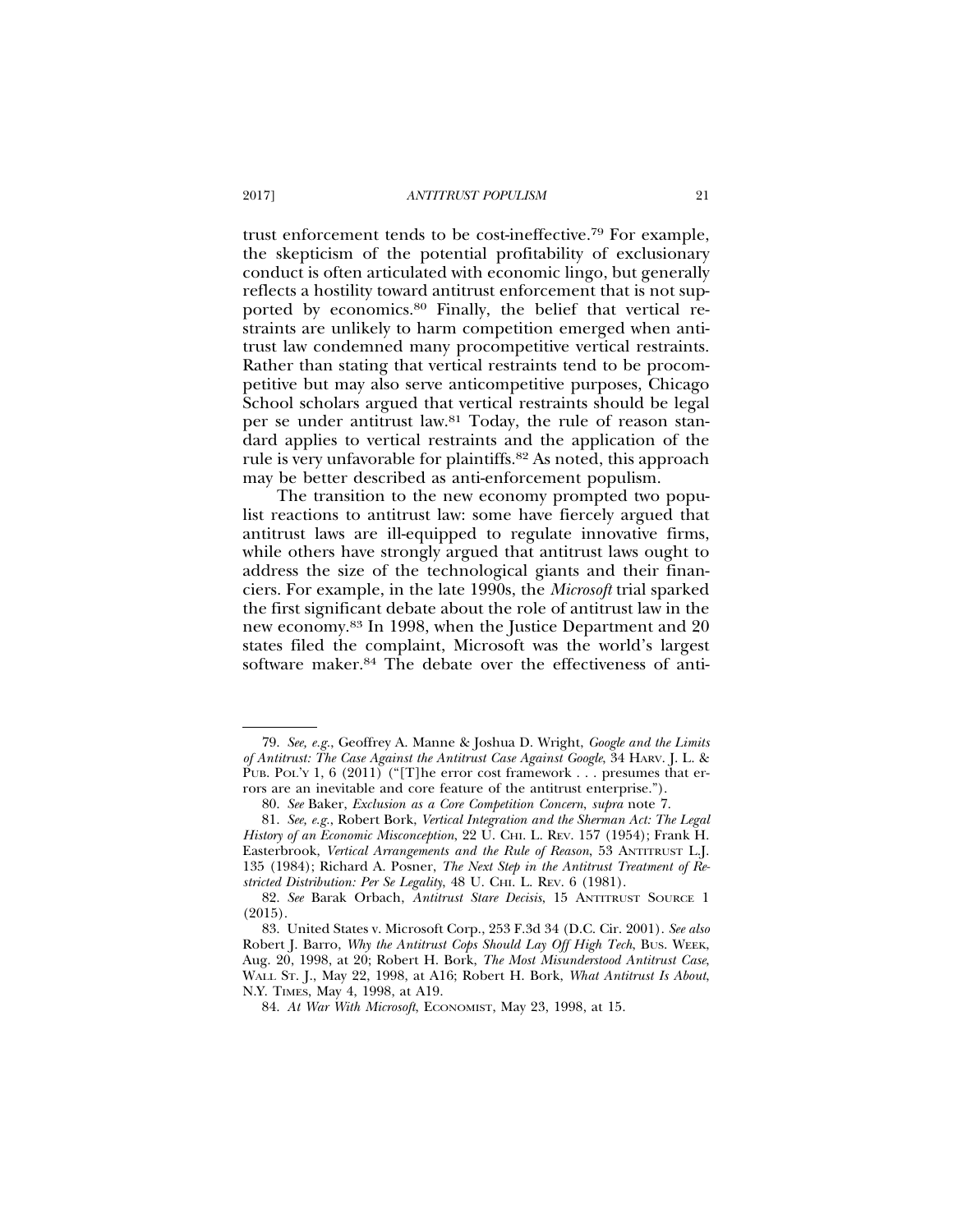trust enforcement tends to be cost-ineffective.[79] For example, the skepticism of the potential profitability of exclusionary conduct is often articulated with economic lingo, but generally reflects a hostility toward antitrust enforcement that is not supported by economics.[80] Finally, the belief that vertical restraints are unlikely to harm competition emerged when antitrust law condemned many procompetitive vertical restraints. Rather than stating that vertical restraints tend to be procompetitive but may also serve anticompetitive purposes, Chicago School scholars argued that vertical restraints should be legal per se under antitrust law.[81] Today, the rule of reason standard applies to vertical restraints and the application of the rule is very unfavorable for plaintiffs.[82] As noted, this approach may be better described as anti-enforcement populism.

The transition to the new economy prompted two populist reactions to antitrust law: some have fiercely argued that antitrust laws are ill-equipped to regulate innovative firms, while others have strongly argued that antitrust laws ought to address the size of the technological giants and their financiers. For example, in the late 1990s, the *Microsoft* trial sparked the first significant debate about the role of antitrust law in the new economy.[83] In 1998, when the Justice Department and 20 states filed the complaint, Microsoft was the world's largest software maker.[84] The debate over the effectiveness of anti-

---

79. *See, e.g.*, Geoffrey A. Manne & Joshua D. Wright, *Google and the Limits of Antitrust: The Case Against the Antitrust Case Against Google*, 34 HARV. J. L. & PUB. POL'Y 1, 6 (2011) ("[T]he error cost framework . . . presumes that errors are an inevitable and core feature of the antitrust enterprise.").

80. *See* Baker, *Exclusion as a Core Competition Concern*, *supra* note 7.

81. *See, e.g.*, Robert Bork, *Vertical Integration and the Sherman Act: The Legal History of an Economic Misconception*, 22 U. CHI. L. REV. 157 (1954); Frank H. Easterbrook, *Vertical Arrangements and the Rule of Reason*, 53 ANTITRUST L.J. 135 (1984); Richard A. Posner, *The Next Step in the Antitrust Treatment of Restricted Distribution: Per Se Legality*, 48 U. CHI. L. REV. 6 (1981).

82. *See* Barak Orbach, *Antitrust Stare Decisis*, 15 ANTITRUST SOURCE 1 (2015).

83. United States v. Microsoft Corp., 253 F.3d 34 (D.C. Cir. 2001). *See also* Robert J. Barro, *Why the Antitrust Cops Should Lay Off High Tech*, BUS. WEEK, Aug. 20, 1998, at 20; Robert H. Bork, *The Most Misunderstood Antitrust Case*, WALL ST. J., May 22, 1998, at A16; Robert H. Bork, *What Antitrust Is About*, N.Y. TIMES, May 4, 1998, at A19.

84. *At War With Microsoft*, ECONOMIST, May 23, 1998, at 15.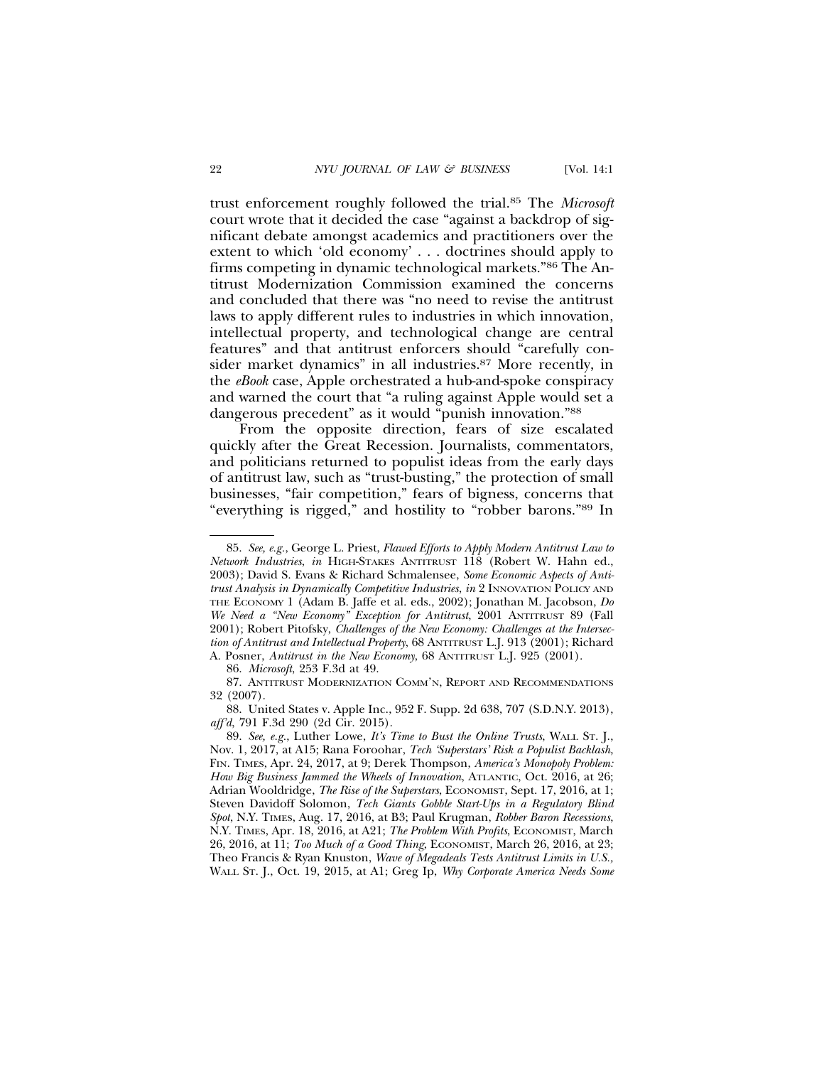trust enforcement roughly followed the trial.[85] The *Microsoft* court wrote that it decided the case "against a backdrop of significant debate amongst academics and practitioners over the extent to which 'old economy' . . . doctrines should apply to firms competing in dynamic technological markets."[86] The Antitrust Modernization Commission examined the concerns and concluded that there was "no need to revise the antitrust laws to apply different rules to industries in which innovation, intellectual property, and technological change are central features" and that antitrust enforcers should "carefully consider market dynamics" in all industries.[87] More recently, in the *eBook* case, Apple orchestrated a hub-and-spoke conspiracy and warned the court that "a ruling against Apple would set a dangerous precedent" as it would "punish innovation."[88]

From the opposite direction, fears of size escalated quickly after the Great Recession. Journalists, commentators, and politicians returned to populist ideas from the early days of antitrust law, such as "trust-busting," the protection of small businesses, "fair competition," fears of bigness, concerns that "everything is rigged," and hostility to "robber barons."[89] In

---

85. *See, e.g.*, George L. Priest, *Flawed Efforts to Apply Modern Antitrust Law to Network Industries*, *in* HIGH-STAKES ANTITRUST 118 (Robert W. Hahn ed., 2003); David S. Evans & Richard Schmalensee, *Some Economic Aspects of Antitrust Analysis in Dynamically Competitive Industries*, *in* 2 INNOVATION POLICY AND THE ECONOMY 1 (Adam B. Jaffe et al. eds., 2002); Jonathan M. Jacobson, *Do We Need a "New Economy" Exception for Antitrust*, 2001 ANTITRUST 89 (Fall 2001); Robert Pitofsky, *Challenges of the New Economy: Challenges at the Intersection of Antitrust and Intellectual Property*, 68 ANTITRUST L.J. 913 (2001); Richard A. Posner, *Antitrust in the New Economy*, 68 ANTITRUST L.J. 925 (2001).

86. *Microsoft*, 253 F.3d at 49.

87. ANTITRUST MODERNIZATION COMM'N, REPORT AND RECOMMENDATIONS 32 (2007).

88. United States v. Apple Inc., 952 F. Supp. 2d 638, 707 (S.D.N.Y. 2013), *aff'd*, 791 F.3d 290 (2d Cir. 2015).

89. *See, e.g.*, Luther Lowe, *It's Time to Bust the Online Trusts*, WALL ST. J., Nov. 1, 2017, at A15; Rana Foroohar, *Tech 'Superstars' Risk a Populist Backlash*, FIN. TIMES, Apr. 24, 2017, at 9; Derek Thompson, *America's Monopoly Problem: How Big Business Jammed the Wheels of Innovation*, ATLANTIC, Oct. 2016, at 26; Adrian Wooldridge, *The Rise of the Superstars*, ECONOMIST, Sept. 17, 2016, at 1; Steven Davidoff Solomon, *Tech Giants Gobble Start-Ups in a Regulatory Blind Spot*, N.Y. TIMES, Aug. 17, 2016, at B3; Paul Krugman, *Robber Baron Recessions*, N.Y. TIMES, Apr. 18, 2016, at A21; *The Problem With Profits*, ECONOMIST, March 26, 2016, at 11; *Too Much of a Good Thing*, ECONOMIST, March 26, 2016, at 23; Theo Francis & Ryan Knuston, *Wave of Megadeals Tests Antitrust Limits in U.S.*, WALL ST. J., Oct. 19, 2015, at A1; Greg Ip, *Why Corporate America Needs Some*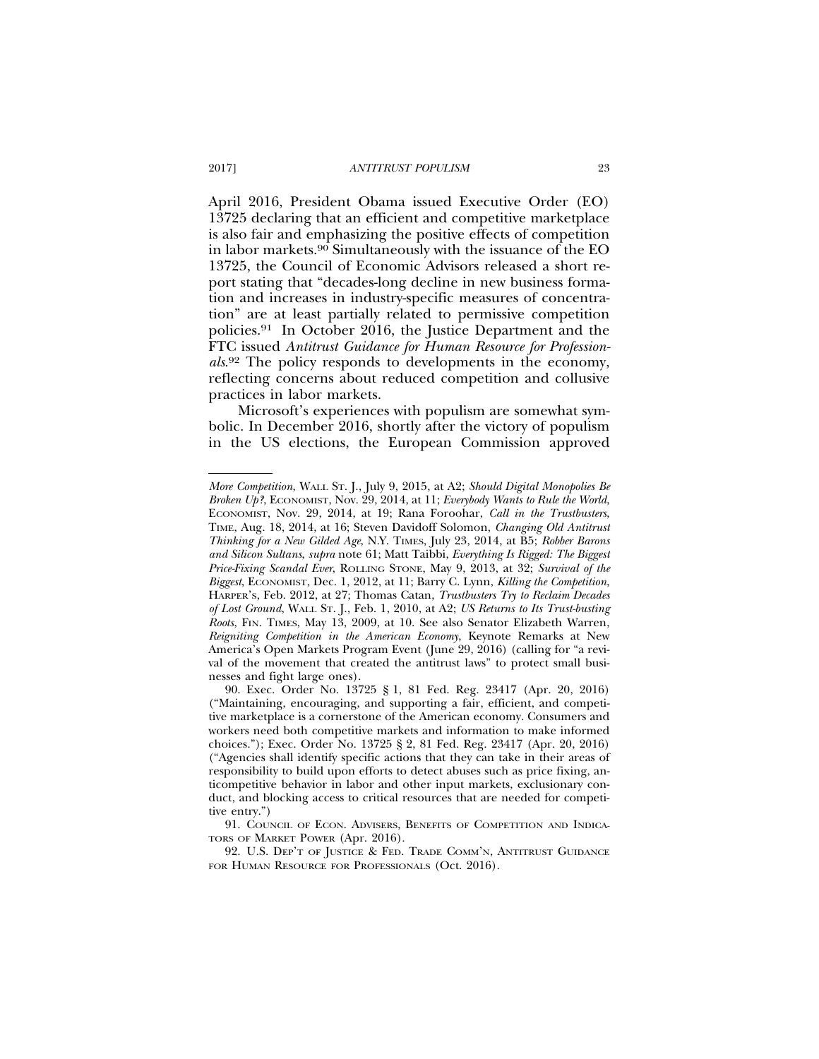April 2016, President Obama issued Executive Order (EO) 13725 declaring that an efficient and competitive marketplace is also fair and emphasizing the positive effects of competition in labor markets.[90] Simultaneously with the issuance of the EO 13725, the Council of Economic Advisors released a short report stating that "decades-long decline in new business formation and increases in industry-specific measures of concentration" are at least partially related to permissive competition policies.[91] In October 2016, the Justice Department and the FTC issued *Antitrust Guidance for Human Resource for Professionals*.[92] The policy responds to developments in the economy, reflecting concerns about reduced competition and collusive practices in labor markets.

Microsoft's experiences with populism are somewhat symbolic. In December 2016, shortly after the victory of populism in the US elections, the European Commission approved

---

*More Competition*, WALL ST. J., July 9, 2015, at A2; *Should Digital Monopolies Be Broken Up?*, ECONOMIST, Nov. 29, 2014, at 11; *Everybody Wants to Rule the World*, ECONOMIST, Nov. 29, 2014, at 19; Rana Foroohar, *Call in the Trustbusters*, TIME, Aug. 18, 2014, at 16; Steven Davidoff Solomon, *Changing Old Antitrust Thinking for a New Gilded Age*, N.Y. TIMES, July 23, 2014, at B5; *Robber Barons and Silicon Sultans*, *supra* note 61; Matt Taibbi, *Everything Is Rigged: The Biggest Price-Fixing Scandal Ever*, ROLLING STONE, May 9, 2013, at 32; *Survival of the Biggest*, ECONOMIST, Dec. 1, 2012, at 11; Barry C. Lynn, *Killing the Competition*, HARPER'S, Feb. 2012, at 27; Thomas Catan, *Trustbusters Try to Reclaim Decades of Lost Ground*, WALL ST. J., Feb. 1, 2010, at A2; *US Returns to Its Trust-busting Roots*, FIN. TIMES, May 13, 2009, at 10. See also Senator Elizabeth Warren, *Reigniting Competition in the American Economy*, Keynote Remarks at New America's Open Markets Program Event (June 29, 2016) (calling for "a revival of the movement that created the antitrust laws" to protect small businesses and fight large ones).

90. Exec. Order No. 13725 § 1, 81 Fed. Reg. 23417 (Apr. 20, 2016) ("Maintaining, encouraging, and supporting a fair, efficient, and competitive marketplace is a cornerstone of the American economy. Consumers and workers need both competitive markets and information to make informed choices."); Exec. Order No. 13725 § 2, 81 Fed. Reg. 23417 (Apr. 20, 2016) ("Agencies shall identify specific actions that they can take in their areas of responsibility to build upon efforts to detect abuses such as price fixing, anticompetitive behavior in labor and other input markets, exclusionary conduct, and blocking access to critical resources that are needed for competitive entry.")

91. COUNCIL OF ECON. ADVISERS, BENEFITS OF COMPETITION AND INDICATORS OF MARKET POWER (Apr. 2016).

92. U.S. DEP'T OF JUSTICE & FED. TRADE COMM'N, ANTITRUST GUIDANCE FOR HUMAN RESOURCE FOR PROFESSIONALS (Oct. 2016).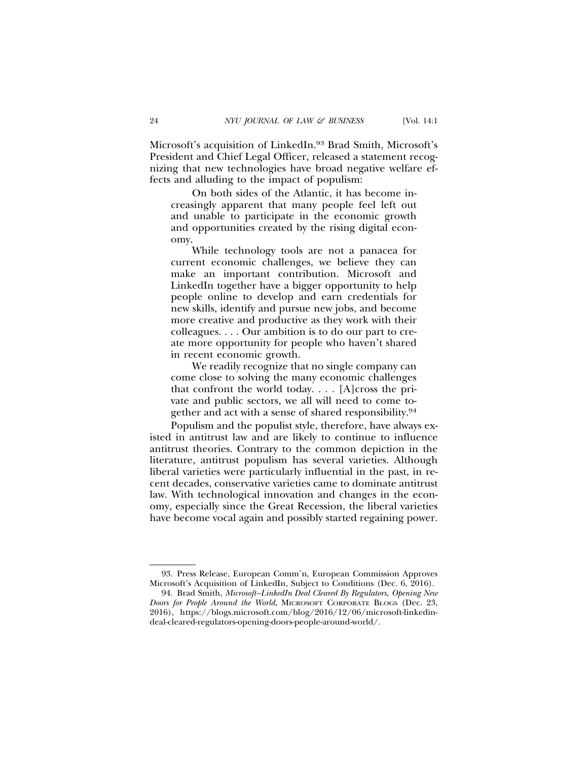Microsoft's acquisition of LinkedIn.[93] Brad Smith, Microsoft's President and Chief Legal Officer, released a statement recognizing that new technologies have broad negative welfare effects and alluding to the impact of populism:

> On both sides of the Atlantic, it has become increasingly apparent that many people feel left out and unable to participate in the economic growth and opportunities created by the rising digital economy.
>
> While technology tools are not a panacea for current economic challenges, we believe they can make an important contribution. Microsoft and LinkedIn together have a bigger opportunity to help people online to develop and earn credentials for new skills, identify and pursue new jobs, and become more creative and productive as they work with their colleagues. . . . Our ambition is to do our part to create more opportunity for people who haven't shared in recent economic growth.
>
> We readily recognize that no single company can come close to solving the many economic challenges that confront the world today. . . . [A]cross the private and public sectors, we all will need to come together and act with a sense of shared responsibility.[94]

Populism and the populist style, therefore, have always existed in antitrust law and are likely to continue to influence antitrust theories. Contrary to the common depiction in the literature, antitrust populism has several varieties. Although liberal varieties were particularly influential in the past, in recent decades, conservative varieties came to dominate antitrust law. With technological innovation and changes in the economy, especially since the Great Recession, the liberal varieties have become vocal again and possibly started regaining power.

---

93. Press Release, European Comm'n, European Commission Approves Microsoft's Acquisition of LinkedIn, Subject to Conditions (Dec. 6, 2016).

94. Brad Smith, *Microsoft–LinkedIn Deal Cleared By Regulators, Opening New Doors for People Around the World*, MICROSOFT CORPORATE BLOGS (Dec. 23, 2016), https://blogs.microsoft.com/blog/2016/12/06/microsoft-linkedin-deal-cleared-regulators-opening-doors-people-around-world/.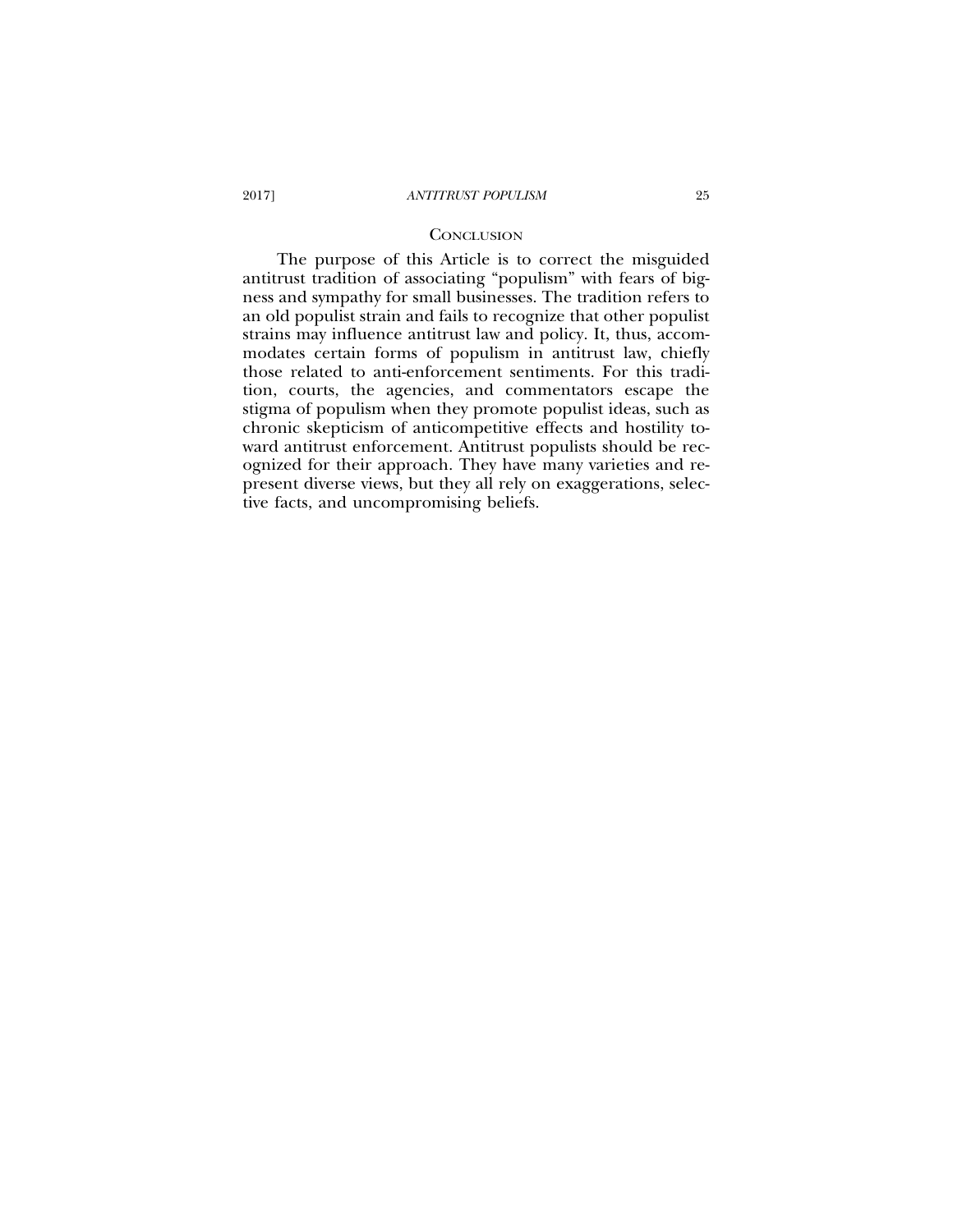## Conclusion

The purpose of this Article is to correct the misguided antitrust tradition of associating "populism" with fears of bigness and sympathy for small businesses. The tradition refers to an old populist strain and fails to recognize that other populist strains may influence antitrust law and policy. It, thus, accommodates certain forms of populism in antitrust law, chiefly those related to anti-enforcement sentiments. For this tradition, courts, the agencies, and commentators escape the stigma of populism when they promote populist ideas, such as chronic skepticism of anticompetitive effects and hostility toward antitrust enforcement. Antitrust populists should be recognized for their approach. They have many varieties and represent diverse views, but they all rely on exaggerations, selective facts, and uncompromising beliefs.